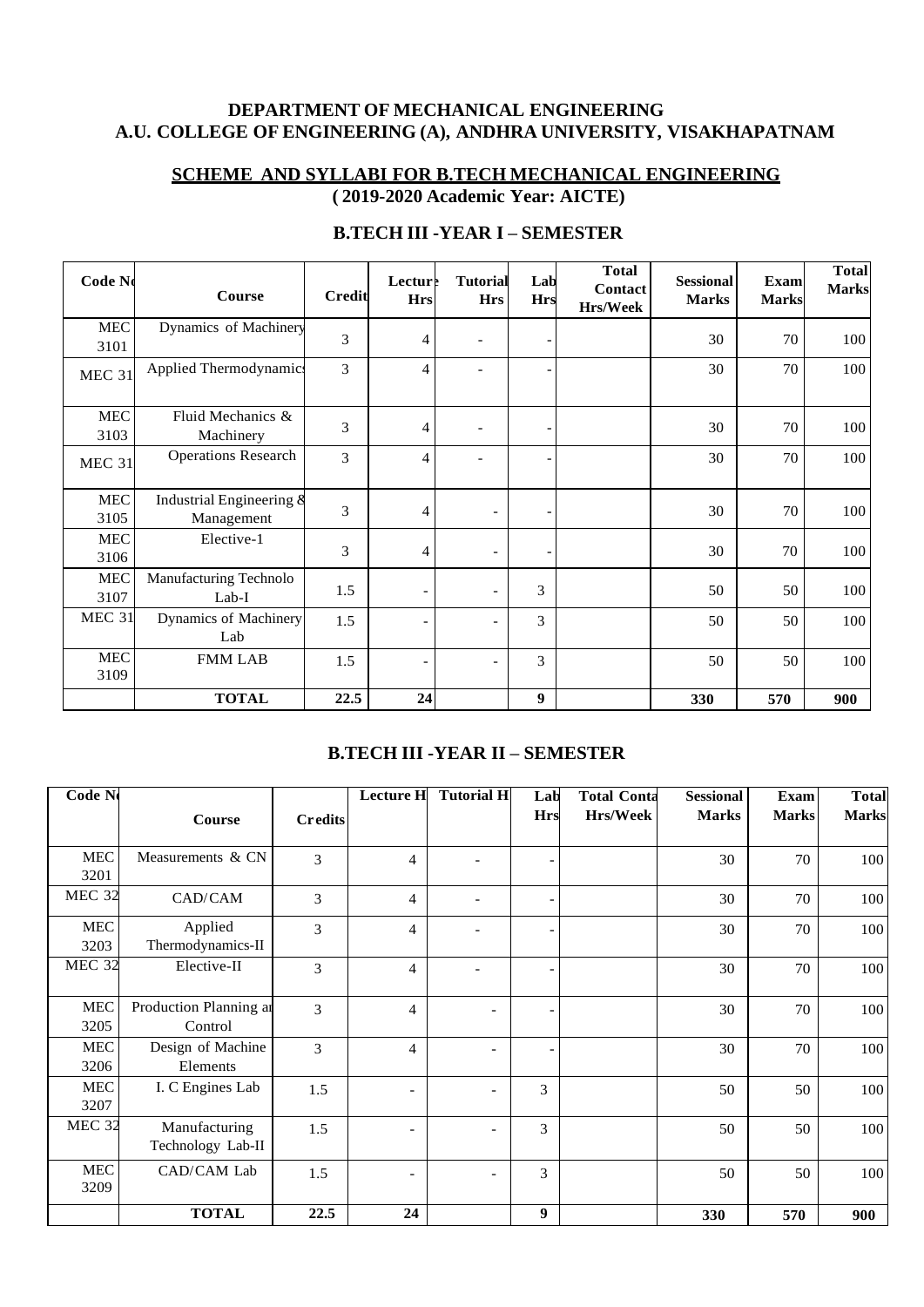**DEPARTMENT OF MECHANICAL ENGINEERING**
**A.U. COLLEGE OF ENGINEERING (A), ANDHRA UNIVERSITY, VISAKHAPATNAM**

**SCHEME AND SYLLABI FOR B.TECH MECHANICAL ENGINEERING**
**( 2019-2020 Academic Year: AICTE)**

## B.TECH III -YEAR I – SEMESTER

| Code No | Course | Credit | Lecture Hrs | Tutorial Hrs | Lab Hrs | Total Contact Hrs/Week | Sessional Marks | Exam Marks | Total Marks |
|---|---|---|---|---|---|---|---|---|---|
| MEC 3101 | Dynamics of Machinery | 3 | 4 | - | - | | 30 | 70 | 100 |
| MEC 31 | Applied Thermodynamics | 3 | 4 | - | - | | 30 | 70 | 100 |
| MEC 3103 | Fluid Mechanics & Machinery | 3 | 4 | - | - | | 30 | 70 | 100 |
| MEC 31 | Operations Research | 3 | 4 | - | - | | 30 | 70 | 100 |
| MEC 3105 | Industrial Engineering & Management | 3 | 4 | - | - | | 30 | 70 | 100 |
| MEC 3106 | Elective-1 | 3 | 4 | - | - | | 30 | 70 | 100 |
| MEC 3107 | Manufacturing Technolo Lab-I | 1.5 | - | - | 3 | | 50 | 50 | 100 |
| MEC 31 | Dynamics of Machinery Lab | 1.5 | - | - | 3 | | 50 | 50 | 100 |
| MEC 3109 | FMM LAB | 1.5 | - | - | 3 | | 50 | 50 | 100 |
| | **TOTAL** | **22.5** | **24** | | **9** | | **330** | **570** | **900** |

## B.TECH III -YEAR II – SEMESTER

| Code No | Course | Credits | Lecture H | Tutorial H | Lab Hrs | Total Conta Hrs/Week | Sessional Marks | Exam Marks | Total Marks |
|---|---|---|---|---|---|---|---|---|---|
| MEC 3201 | Measurements & CN | 3 | 4 | - | - | | 30 | 70 | 100 |
| MEC 32 | CAD/CAM | 3 | 4 | - | - | | 30 | 70 | 100 |
| MEC 3203 | Applied Thermodynamics-II | 3 | 4 | - | - | | 30 | 70 | 100 |
| MEC 32 | Elective-II | 3 | 4 | - | - | | 30 | 70 | 100 |
| MEC 3205 | Production Planning an Control | 3 | 4 | - | - | | 30 | 70 | 100 |
| MEC 3206 | Design of Machine Elements | 3 | 4 | - | - | | 30 | 70 | 100 |
| MEC 3207 | I. C Engines Lab | 1.5 | - | - | 3 | | 50 | 50 | 100 |
| MEC 32 | Manufacturing Technology Lab-II | 1.5 | - | - | 3 | | 50 | 50 | 100 |
| MEC 3209 | CAD/CAM Lab | 1.5 | - | - | 3 | | 50 | 50 | 100 |
| | **TOTAL** | **22.5** | **24** | | **9** | | **330** | **570** | **900** |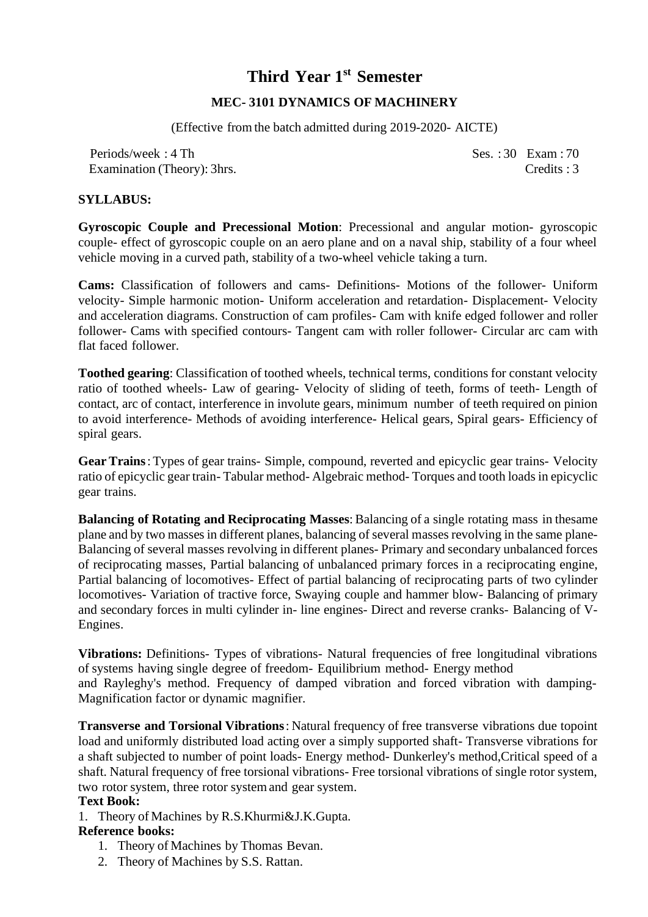# Third Year 1st Semester

## MEC- 3101 DYNAMICS OF MACHINERY

(Effective from the batch admitted during 2019-2020- AICTE)

Periods/week : 4 Th  Ses. : 30  Exam : 70
Examination (Theory): 3hrs.  Credits : 3

**SYLLABUS:**

**Gyroscopic Couple and Precessional Motion**: Precessional and angular motion- gyroscopic couple- effect of gyroscopic couple on an aero plane and on a naval ship, stability of a four wheel vehicle moving in a curved path, stability of a two-wheel vehicle taking a turn.

**Cams:** Classification of followers and cams- Definitions- Motions of the follower- Uniform velocity- Simple harmonic motion- Uniform acceleration and retardation- Displacement- Velocity and acceleration diagrams. Construction of cam profiles- Cam with knife edged follower and roller follower- Cams with specified contours- Tangent cam with roller follower- Circular arc cam with flat faced follower.

**Toothed gearing**: Classification of toothed wheels, technical terms, conditions for constant velocity ratio of toothed wheels- Law of gearing- Velocity of sliding of teeth, forms of teeth- Length of contact, arc of contact, interference in involute gears, minimum number of teeth required on pinion to avoid interference- Methods of avoiding interference- Helical gears, Spiral gears- Efficiency of spiral gears.

**Gear Trains**: Types of gear trains- Simple, compound, reverted and epicyclic gear trains- Velocity ratio of epicyclic gear train- Tabular method- Algebraic method- Torques and tooth loads in epicyclic gear trains.

**Balancing of Rotating and Reciprocating Masses**: Balancing of a single rotating mass in thesame plane and by two masses in different planes, balancing of several masses revolving in the same plane- Balancing of several masses revolving in different planes- Primary and secondary unbalanced forces of reciprocating masses, Partial balancing of unbalanced primary forces in a reciprocating engine, Partial balancing of locomotives- Effect of partial balancing of reciprocating parts of two cylinder locomotives- Variation of tractive force, Swaying couple and hammer blow- Balancing of primary and secondary forces in multi cylinder in- line engines- Direct and reverse cranks- Balancing of V-Engines.

**Vibrations:** Definitions- Types of vibrations- Natural frequencies of free longitudinal vibrations of systems having single degree of freedom- Equilibrium method- Energy method and Rayleghy's method. Frequency of damped vibration and forced vibration with damping- Magnification factor or dynamic magnifier.

**Transverse and Torsional Vibrations**: Natural frequency of free transverse vibrations due topoint load and uniformly distributed load acting over a simply supported shaft- Transverse vibrations for a shaft subjected to number of point loads- Energy method- Dunkerley's method,Critical speed of a shaft. Natural frequency of free torsional vibrations- Free torsional vibrations of single rotor system, two rotor system, three rotor system and gear system.

**Text Book:**

1. Theory of Machines by R.S.Khurmi&J.K.Gupta.

**Reference books:**

1. Theory of Machines by Thomas Bevan.
2. Theory of Machines by S.S. Rattan.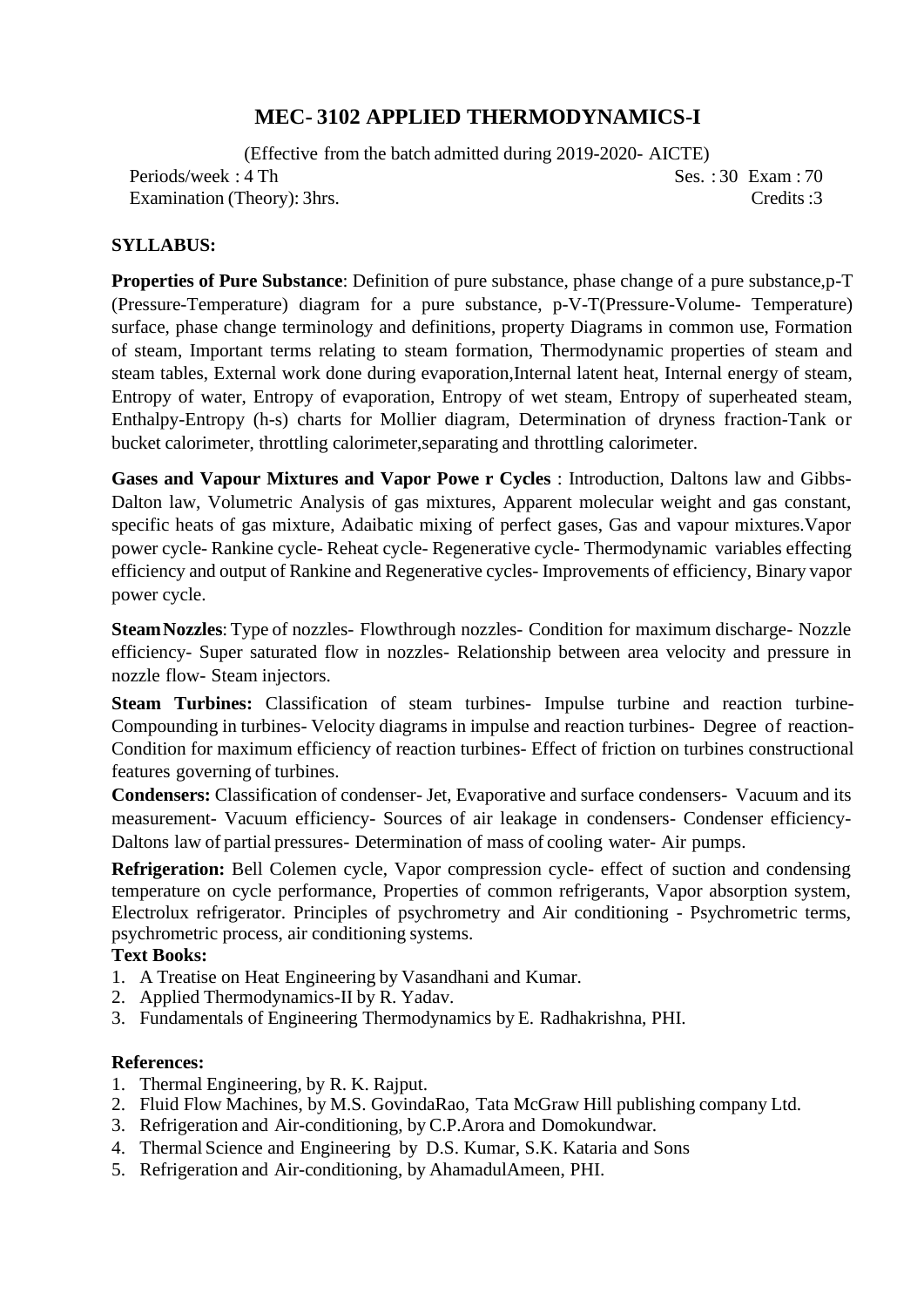# MEC- 3102 APPLIED THERMODYNAMICS-I

(Effective from the batch admitted during 2019-2020- AICTE)

Periods/week : 4 Th　　　　　　　　　　　　　　　　　　　　　　Ses. : 30 Exam : 70

Examination (Theory): 3hrs.　　　　　　　　　　　　　　　　　　　　　　Credits :3

**SYLLABUS:**

**Properties of Pure Substance**: Definition of pure substance, phase change of a pure substance,p-T (Pressure-Temperature) diagram for a pure substance, p-V-T(Pressure-Volume- Temperature) surface, phase change terminology and definitions, property Diagrams in common use, Formation of steam, Important terms relating to steam formation, Thermodynamic properties of steam and steam tables, External work done during evaporation,Internal latent heat, Internal energy of steam, Entropy of water, Entropy of evaporation, Entropy of wet steam, Entropy of superheated steam, Enthalpy-Entropy (h-s) charts for Mollier diagram, Determination of dryness fraction-Tank or bucket calorimeter, throttling calorimeter,separating and throttling calorimeter.

**Gases and Vapour Mixtures and Vapor Powe r Cycles** : Introduction, Daltons law and Gibbs-Dalton law, Volumetric Analysis of gas mixtures, Apparent molecular weight and gas constant, specific heats of gas mixture, Adaibatic mixing of perfect gases, Gas and vapour mixtures.Vapor power cycle- Rankine cycle- Reheat cycle- Regenerative cycle- Thermodynamic variables effecting efficiency and output of Rankine and Regenerative cycles- Improvements of efficiency, Binary vapor power cycle.

**SteamNozzles**: Type of nozzles- Flowthrough nozzles- Condition for maximum discharge- Nozzle efficiency- Super saturated flow in nozzles- Relationship between area velocity and pressure in nozzle flow- Steam injectors.

**Steam Turbines:** Classification of steam turbines- Impulse turbine and reaction turbine- Compounding in turbines- Velocity diagrams in impulse and reaction turbines- Degree of reaction- Condition for maximum efficiency of reaction turbines- Effect of friction on turbines constructional features governing of turbines.

**Condensers:** Classification of condenser- Jet, Evaporative and surface condensers- Vacuum and its measurement- Vacuum efficiency- Sources of air leakage in condensers- Condenser efficiency- Daltons law of partial pressures- Determination of mass of cooling water- Air pumps.

**Refrigeration:** Bell Colemen cycle, Vapor compression cycle- effect of suction and condensing temperature on cycle performance, Properties of common refrigerants, Vapor absorption system, Electrolux refrigerator. Principles of psychrometry and Air conditioning - Psychrometric terms, psychrometric process, air conditioning systems.

**Text Books:**

1. A Treatise on Heat Engineering by Vasandhani and Kumar.
2. Applied Thermodynamics-II by R. Yadav.
3. Fundamentals of Engineering Thermodynamics by E. Radhakrishna, PHI.

**References:**

1. Thermal Engineering, by R. K. Rajput.
2. Fluid Flow Machines, by M.S. GovindaRao, Tata McGraw Hill publishing company Ltd.
3. Refrigeration and Air-conditioning, by C.P.Arora and Domokundwar.
4. Thermal Science and Engineering by D.S. Kumar, S.K. Kataria and Sons
5. Refrigeration and Air-conditioning, by AhamadulAmeen, PHI.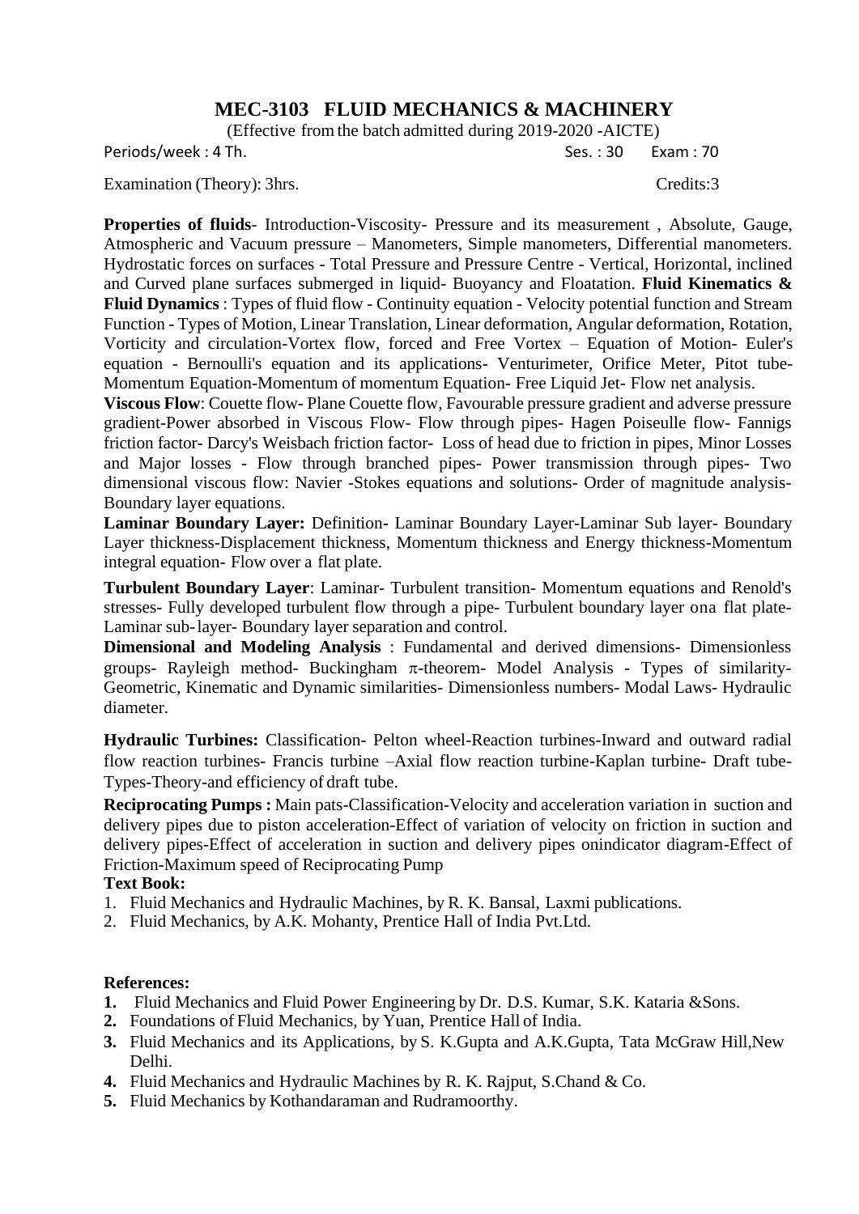## MEC-3103 FLUID MECHANICS & MACHINERY

(Effective from the batch admitted during 2019-2020 -AICTE)

Periods/week : 4 Th. Ses. : 30 Exam : 70

Examination (Theory): 3hrs. Credits:3

**Properties of fluids**- Introduction-Viscosity- Pressure and its measurement , Absolute, Gauge, Atmospheric and Vacuum pressure – Manometers, Simple manometers, Differential manometers. Hydrostatic forces on surfaces - Total Pressure and Pressure Centre - Vertical, Horizontal, inclined and Curved plane surfaces submerged in liquid- Buoyancy and Floatation. **Fluid Kinematics & Fluid Dynamics** : Types of fluid flow - Continuity equation - Velocity potential function and Stream Function - Types of Motion, Linear Translation, Linear deformation, Angular deformation, Rotation, Vorticity and circulation-Vortex flow, forced and Free Vortex – Equation of Motion- Euler's equation - Bernoulli's equation and its applications- Venturimeter, Orifice Meter, Pitot tube- Momentum Equation-Momentum of momentum Equation- Free Liquid Jet- Flow net analysis.

**Viscous Flow**: Couette flow- Plane Couette flow, Favourable pressure gradient and adverse pressure gradient-Power absorbed in Viscous Flow- Flow through pipes- Hagen Poiseulle flow- Fannigs friction factor- Darcy's Weisbach friction factor- Loss of head due to friction in pipes, Minor Losses and Major losses - Flow through branched pipes- Power transmission through pipes- Two dimensional viscous flow: Navier -Stokes equations and solutions- Order of magnitude analysis- Boundary layer equations.

**Laminar Boundary Layer:** Definition- Laminar Boundary Layer-Laminar Sub layer- Boundary Layer thickness-Displacement thickness, Momentum thickness and Energy thickness-Momentum integral equation- Flow over a flat plate.

**Turbulent Boundary Layer**: Laminar- Turbulent transition- Momentum equations and Renold's stresses- Fully developed turbulent flow through a pipe- Turbulent boundary layer ona flat plate- Laminar sub-layer- Boundary layer separation and control.

**Dimensional and Modeling Analysis** : Fundamental and derived dimensions- Dimensionless groups- Rayleigh method- Buckingham $\pi$-theorem- Model Analysis - Types of similarity- Geometric, Kinematic and Dynamic similarities- Dimensionless numbers- Modal Laws- Hydraulic diameter.

**Hydraulic Turbines:** Classification- Pelton wheel-Reaction turbines-Inward and outward radial flow reaction turbines- Francis turbine –Axial flow reaction turbine-Kaplan turbine- Draft tube- Types-Theory-and efficiency of draft tube.

**Reciprocating Pumps :** Main pats-Classification-Velocity and acceleration variation in suction and delivery pipes due to piston acceleration-Effect of variation of velocity on friction in suction and delivery pipes-Effect of acceleration in suction and delivery pipes onindicator diagram-Effect of Friction-Maximum speed of Reciprocating Pump

**Text Book:**

1. Fluid Mechanics and Hydraulic Machines, by R. K. Bansal, Laxmi publications.
2. Fluid Mechanics, by A.K. Mohanty, Prentice Hall of India Pvt.Ltd.

**References:**

1. Fluid Mechanics and Fluid Power Engineering by Dr. D.S. Kumar, S.K. Kataria &Sons.
2. Foundations of Fluid Mechanics, by Yuan, Prentice Hall of India.
3. Fluid Mechanics and its Applications, by S. K.Gupta and A.K.Gupta, Tata McGraw Hill,New Delhi.
4. Fluid Mechanics and Hydraulic Machines by R. K. Rajput, S.Chand & Co.
5. Fluid Mechanics by Kothandaraman and Rudramoorthy.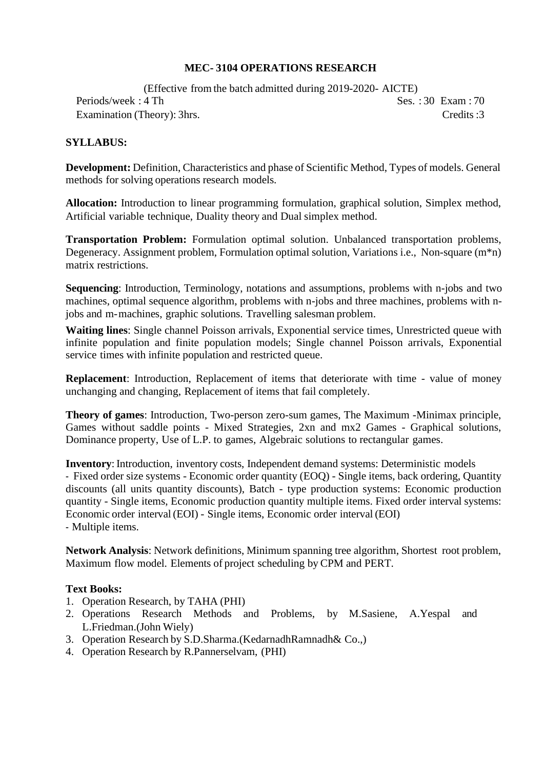**MEC- 3104 OPERATIONS RESEARCH**

(Effective from the batch admitted during 2019-2020- AICTE)

Periods/week : 4 Th Ses. : 30 Exam : 70

Examination (Theory): 3hrs. Credits :3

**SYLLABUS:**

**Development:** Definition, Characteristics and phase of Scientific Method, Types of models. General methods for solving operations research models.

**Allocation:** Introduction to linear programming formulation, graphical solution, Simplex method, Artificial variable technique, Duality theory and Dual simplex method.

**Transportation Problem:** Formulation optimal solution. Unbalanced transportation problems, Degeneracy. Assignment problem, Formulation optimal solution, Variations i.e., Non-square (m*n) matrix restrictions.

**Sequencing**: Introduction, Terminology, notations and assumptions, problems with n-jobs and two machines, optimal sequence algorithm, problems with n-jobs and three machines, problems with n-jobs and m-machines, graphic solutions. Travelling salesman problem.

**Waiting lines**: Single channel Poisson arrivals, Exponential service times, Unrestricted queue with infinite population and finite population models; Single channel Poisson arrivals, Exponential service times with infinite population and restricted queue.

**Replacement**: Introduction, Replacement of items that deteriorate with time - value of money unchanging and changing, Replacement of items that fail completely.

**Theory of games**: Introduction, Two-person zero-sum games, The Maximum -Minimax principle, Games without saddle points - Mixed Strategies, 2xn and mx2 Games - Graphical solutions, Dominance property, Use of L.P. to games, Algebraic solutions to rectangular games.

**Inventory**: Introduction, inventory costs, Independent demand systems: Deterministic models - Fixed order size systems - Economic order quantity (EOQ) - Single items, back ordering, Quantity discounts (all units quantity discounts), Batch - type production systems: Economic production quantity - Single items, Economic production quantity multiple items. Fixed order interval systems: Economic order interval (EOI) - Single items, Economic order interval (EOI) - Multiple items.

**Network Analysis**: Network definitions, Minimum spanning tree algorithm, Shortest root problem, Maximum flow model. Elements of project scheduling by CPM and PERT.

**Text Books:**

1. Operation Research, by TAHA (PHI)
2. Operations Research Methods and Problems, by M.Sasiene, A.Yespal and L.Friedman.(John Wiely)
3. Operation Research by S.D.Sharma.(KedarnadhRamnadh& Co.,)
4. Operation Research by R.Pannerselvam, (PHI)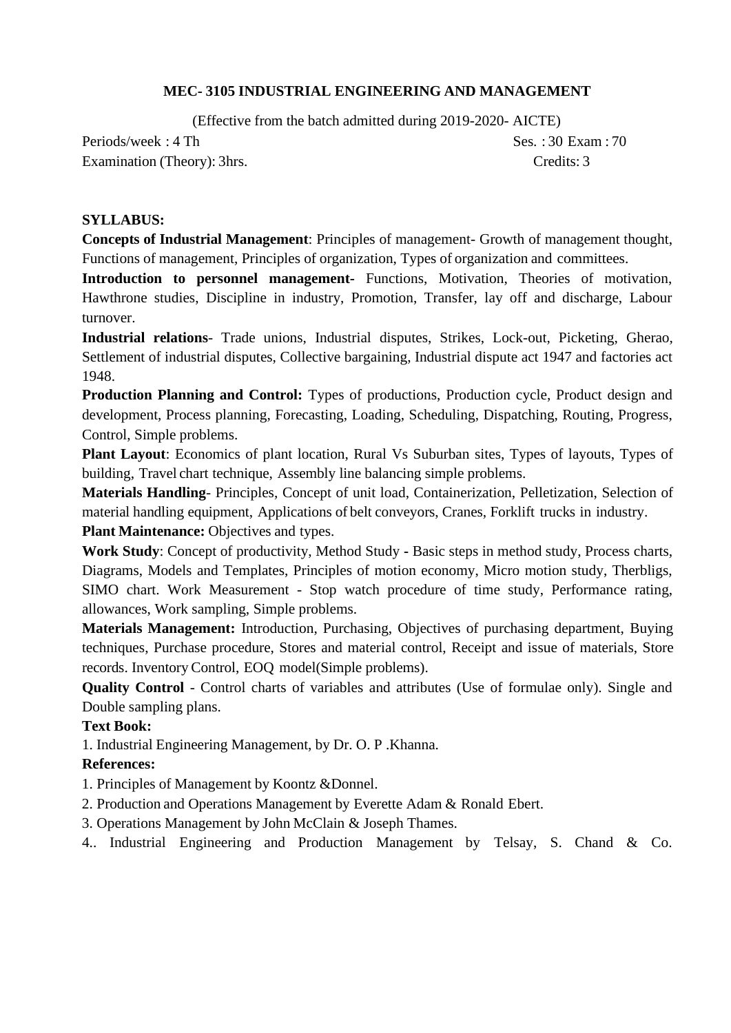# MEC- 3105 INDUSTRIAL ENGINEERING AND MANAGEMENT

(Effective from the batch admitted during 2019-2020- AICTE)

Periods/week : 4 Th — Ses. : 30 Exam : 70

Examination (Theory): 3hrs. — Credits: 3

**SYLLABUS:**

**Concepts of Industrial Management**: Principles of management- Growth of management thought, Functions of management, Principles of organization, Types of organization and committees.

**Introduction to personnel management-** Functions, Motivation, Theories of motivation, Hawthrone studies, Discipline in industry, Promotion, Transfer, lay off and discharge, Labour turnover.

**Industrial relations**- Trade unions, Industrial disputes, Strikes, Lock-out, Picketing, Gherao, Settlement of industrial disputes, Collective bargaining, Industrial dispute act 1947 and factories act 1948.

**Production Planning and Control:** Types of productions, Production cycle, Product design and development, Process planning, Forecasting, Loading, Scheduling, Dispatching, Routing, Progress, Control, Simple problems.

**Plant Layout**: Economics of plant location, Rural Vs Suburban sites, Types of layouts, Types of building, Travel chart technique, Assembly line balancing simple problems.

**Materials Handling**- Principles, Concept of unit load, Containerization, Pelletization, Selection of material handling equipment, Applications of belt conveyors, Cranes, Forklift trucks in industry.

**Plant Maintenance:** Objectives and types.

**Work Study**: Concept of productivity, Method Study **-** Basic steps in method study, Process charts, Diagrams, Models and Templates, Principles of motion economy, Micro motion study, Therbligs, SIMO chart. Work Measurement - Stop watch procedure of time study, Performance rating, allowances, Work sampling, Simple problems.

**Materials Management:** Introduction, Purchasing, Objectives of purchasing department, Buying techniques, Purchase procedure, Stores and material control, Receipt and issue of materials, Store records. Inventory Control, EOQ model(Simple problems).

**Quality Control** - Control charts of variables and attributes (Use of formulae only). Single and Double sampling plans.

**Text Book:**

1. Industrial Engineering Management, by Dr. O. P .Khanna.

**References:**

1. Principles of Management by Koontz &Donnel.
2. Production and Operations Management by Everette Adam & Ronald Ebert.
3. Operations Management by John McClain & Joseph Thames.
4. Industrial Engineering and Production Management by Telsay, S. Chand & Co.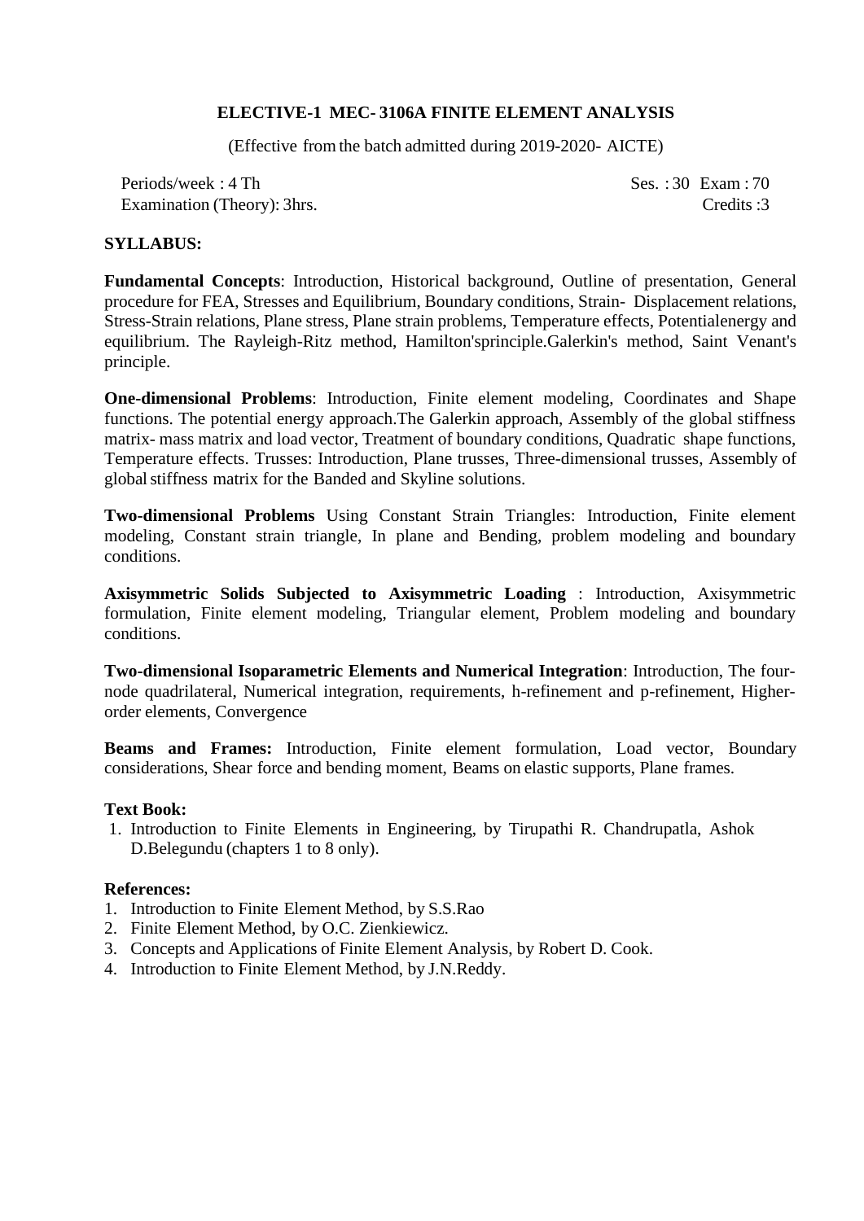## ELECTIVE-1 MEC- 3106A FINITE ELEMENT ANALYSIS

(Effective from the batch admitted during 2019-2020- AICTE)

Periods/week : 4 Th　　　　　　　　　　Ses. : 30 Exam : 70

Examination (Theory): 3hrs.　　　　　　　　　　Credits :3

**SYLLABUS:**

**Fundamental Concepts**: Introduction, Historical background, Outline of presentation, General procedure for FEA, Stresses and Equilibrium, Boundary conditions, Strain- Displacement relations, Stress-Strain relations, Plane stress, Plane strain problems, Temperature effects, Potentialenergy and equilibrium. The Rayleigh-Ritz method, Hamilton'sprinciple.Galerkin's method, Saint Venant's principle.

**One-dimensional Problems**: Introduction, Finite element modeling, Coordinates and Shape functions. The potential energy approach.The Galerkin approach, Assembly of the global stiffness matrix- mass matrix and load vector, Treatment of boundary conditions, Quadratic shape functions, Temperature effects. Trusses: Introduction, Plane trusses, Three-dimensional trusses, Assembly of global stiffness matrix for the Banded and Skyline solutions.

**Two-dimensional Problems** Using Constant Strain Triangles: Introduction, Finite element modeling, Constant strain triangle, In plane and Bending, problem modeling and boundary conditions.

**Axisymmetric Solids Subjected to Axisymmetric Loading** : Introduction, Axisymmetric formulation, Finite element modeling, Triangular element, Problem modeling and boundary conditions.

**Two-dimensional Isoparametric Elements and Numerical Integration**: Introduction, The four-node quadrilateral, Numerical integration, requirements, h-refinement and p-refinement, Higher-order elements, Convergence

**Beams and Frames:** Introduction, Finite element formulation, Load vector, Boundary considerations, Shear force and bending moment, Beams on elastic supports, Plane frames.

**Text Book:**

1. Introduction to Finite Elements in Engineering, by Tirupathi R. Chandrupatla, Ashok D.Belegundu (chapters 1 to 8 only).

**References:**

1. Introduction to Finite Element Method, by S.S.Rao
2. Finite Element Method, by O.C. Zienkiewicz.
3. Concepts and Applications of Finite Element Analysis, by Robert D. Cook.
4. Introduction to Finite Element Method, by J.N.Reddy.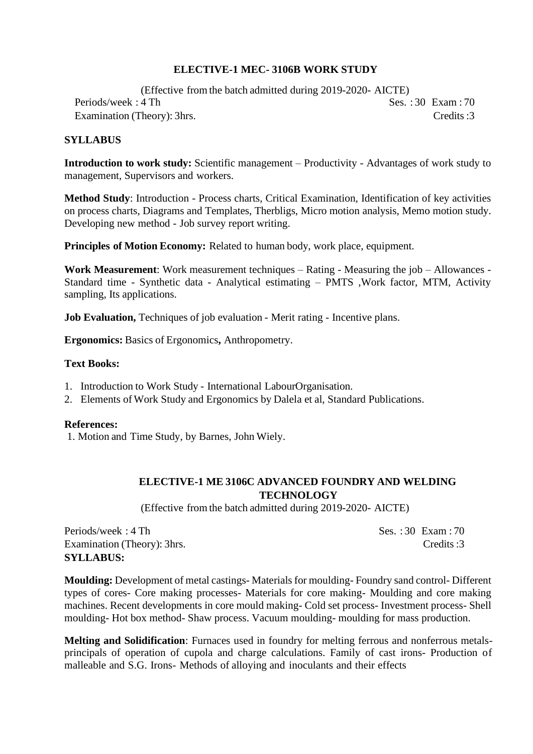## ELECTIVE-1 MEC- 3106B WORK STUDY

(Effective from the batch admitted during 2019-2020- AICTE)

Periods/week : 4 Th　　　　Ses. : 30　Exam : 70

Examination (Theory): 3hrs.　　　　Credits :3

**SYLLABUS**

**Introduction to work study:** Scientific management – Productivity - Advantages of work study to management, Supervisors and workers.

**Method Study**: Introduction - Process charts, Critical Examination, Identification of key activities on process charts, Diagrams and Templates, Therbligs, Micro motion analysis, Memo motion study. Developing new method - Job survey report writing.

**Principles of Motion Economy:** Related to human body, work place, equipment.

**Work Measurement**: Work measurement techniques – Rating - Measuring the job – Allowances - Standard time - Synthetic data - Analytical estimating – PMTS ,Work factor, MTM, Activity sampling, Its applications.

**Job Evaluation,** Techniques of job evaluation - Merit rating - Incentive plans.

**Ergonomics:** Basics of Ergonomics**,** Anthropometry.

**Text Books:**

1. Introduction to Work Study - International LabourOrganisation.
2. Elements of Work Study and Ergonomics by Dalela et al, Standard Publications.

**References:**

1. Motion and Time Study, by Barnes, John Wiely.

## ELECTIVE-1 ME 3106C ADVANCED FOUNDRY AND WELDING TECHNOLOGY

(Effective from the batch admitted during 2019-2020- AICTE)

Periods/week : 4 Th　　　　Ses. : 30　Exam : 70

Examination (Theory): 3hrs.　　　　Credits :3

**SYLLABUS:**

**Moulding:** Development of metal castings- Materials for moulding- Foundry sand control- Different types of cores- Core making processes- Materials for core making- Moulding and core making machines. Recent developments in core mould making- Cold set process- Investment process- Shell moulding- Hot box method- Shaw process. Vacuum moulding- moulding for mass production.

**Melting and Solidification**: Furnaces used in foundry for melting ferrous and nonferrous metals- principals of operation of cupola and charge calculations. Family of cast irons- Production of malleable and S.G. Irons- Methods of alloying and inoculants and their effects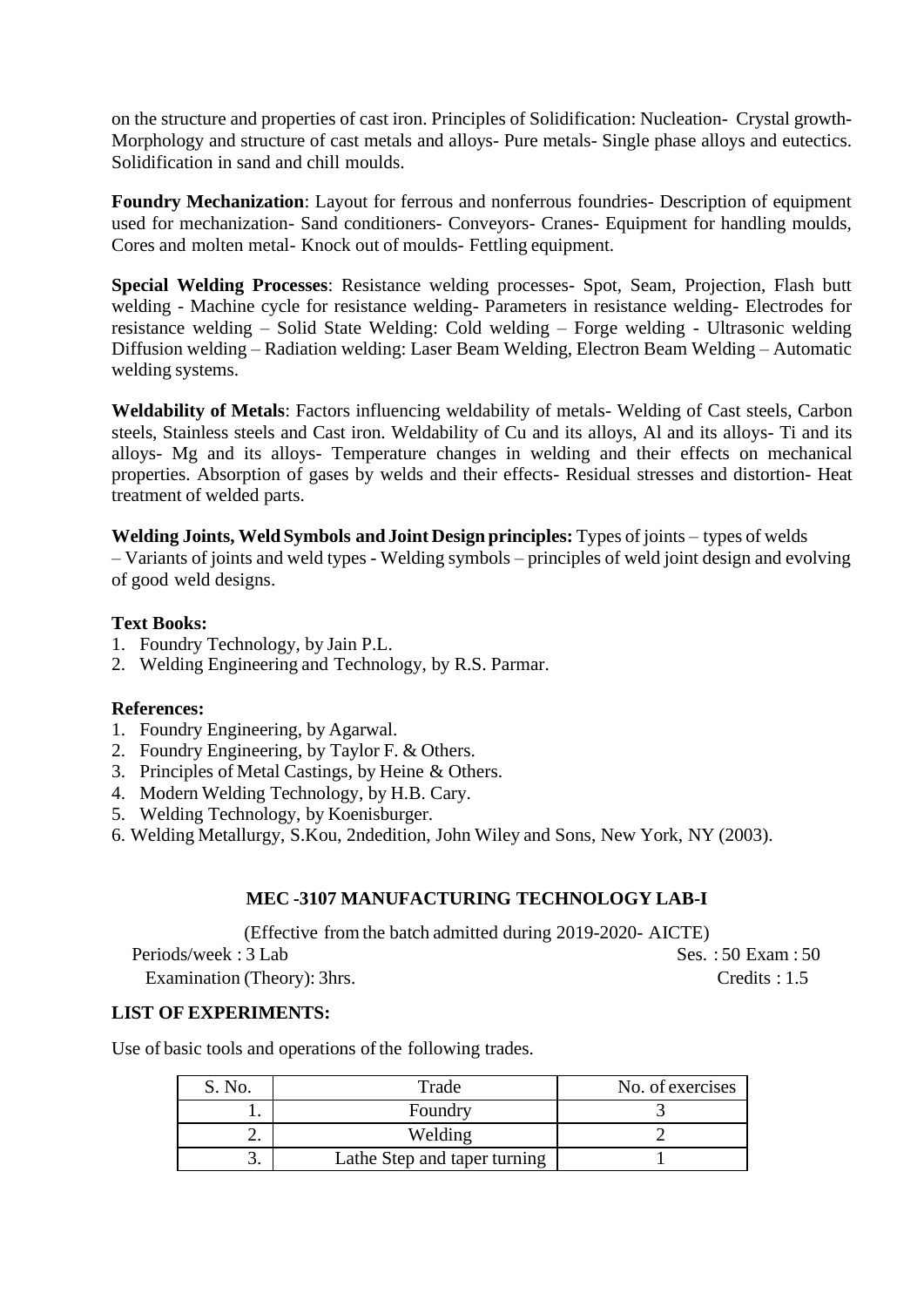on the structure and properties of cast iron. Principles of Solidification: Nucleation- Crystal growth- Morphology and structure of cast metals and alloys- Pure metals- Single phase alloys and eutectics. Solidification in sand and chill moulds.

**Foundry Mechanization**: Layout for ferrous and nonferrous foundries- Description of equipment used for mechanization- Sand conditioners- Conveyors- Cranes- Equipment for handling moulds, Cores and molten metal- Knock out of moulds- Fettling equipment.

**Special Welding Processes**: Resistance welding processes- Spot, Seam, Projection, Flash butt welding - Machine cycle for resistance welding- Parameters in resistance welding- Electrodes for resistance welding – Solid State Welding: Cold welding – Forge welding - Ultrasonic welding Diffusion welding – Radiation welding: Laser Beam Welding, Electron Beam Welding – Automatic welding systems.

**Weldability of Metals**: Factors influencing weldability of metals- Welding of Cast steels, Carbon steels, Stainless steels and Cast iron. Weldability of Cu and its alloys, Al and its alloys- Ti and its alloys- Mg and its alloys- Temperature changes in welding and their effects on mechanical properties. Absorption of gases by welds and their effects- Residual stresses and distortion- Heat treatment of welded parts.

**Welding Joints, Weld Symbols and Joint Design principles:** Types of joints – types of welds – Variants of joints and weld types - Welding symbols – principles of weld joint design and evolving of good weld designs.

**Text Books:**
1. Foundry Technology, by Jain P.L.
2. Welding Engineering and Technology, by R.S. Parmar.

**References:**
1. Foundry Engineering, by Agarwal.
2. Foundry Engineering, by Taylor F. & Others.
3. Principles of Metal Castings, by Heine & Others.
4. Modern Welding Technology, by H.B. Cary.
5. Welding Technology, by Koenisburger.
6. Welding Metallurgy, S.Kou, 2ndedition, John Wiley and Sons, New York, NY (2003).

## MEC -3107 MANUFACTURING TECHNOLOGY LAB-I

(Effective from the batch admitted during 2019-2020- AICTE)

Periods/week : 3 Lab — Ses. : 50 Exam : 50

Examination (Theory): 3hrs. — Credits : 1.5

**LIST OF EXPERIMENTS:**

Use of basic tools and operations of the following trades.

| S. No. | Trade | No. of exercises |
|---|---|---|
| 1. | Foundry | 3 |
| 2. | Welding | 2 |
| 3. | Lathe Step and taper turning | 1 |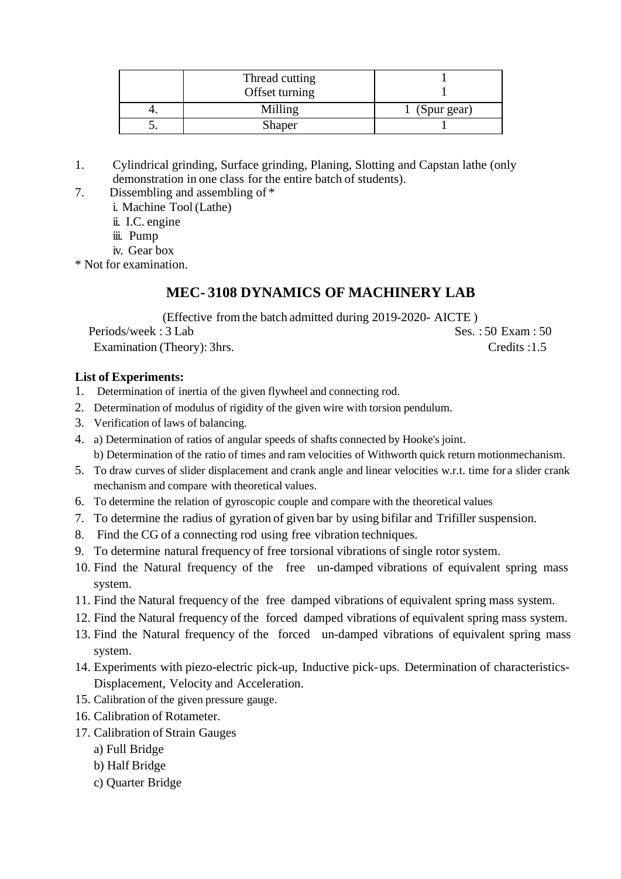| | Thread cutting<br>Offset turning | 1<br>1 |
|---|---|---|
| 4. | Milling | 1 (Spur gear) |
| 5. | Shaper | 1 |

1. Cylindrical grinding, Surface grinding, Planing, Slotting and Capstan lathe (only demonstration in one class for the entire batch of students).

7. Dissembling and assembling of *
   i. Machine Tool (Lathe)
   ii. I.C. engine
   iii. Pump
   iv. Gear box

* Not for examination.

## MEC- 3108 DYNAMICS OF MACHINERY LAB

(Effective from the batch admitted during 2019-2020- AICTE )

Periods/week : 3 Lab — Ses. : 50 Exam : 50

Examination (Theory): 3hrs. — Credits :1.5

**List of Experiments:**

1. Determination of inertia of the given flywheel and connecting rod.
2. Determination of modulus of rigidity of the given wire with torsion pendulum.
3. Verification of laws of balancing.
4. a) Determination of ratios of angular speeds of shafts connected by Hooke's joint.
   b) Determination of the ratio of times and ram velocities of Withworth quick return motionmechanism.
5. To draw curves of slider displacement and crank angle and linear velocities w.r.t. time for a slider crank mechanism and compare with theoretical values.
6. To determine the relation of gyroscopic couple and compare with the theoretical values
7. To determine the radius of gyration of given bar by using bifilar and Trifiller suspension.
8. Find the CG of a connecting rod using free vibration techniques.
9. To determine natural frequency of free torsional vibrations of single rotor system.
10. Find the Natural frequency of the free un-damped vibrations of equivalent spring mass system.
11. Find the Natural frequency of the free damped vibrations of equivalent spring mass system.
12. Find the Natural frequency of the forced damped vibrations of equivalent spring mass system.
13. Find the Natural frequency of the forced un-damped vibrations of equivalent spring mass system.
14. Experiments with piezo-electric pick-up, Inductive pick-ups. Determination of characteristics- Displacement, Velocity and Acceleration.
15. Calibration of the given pressure gauge.
16. Calibration of Rotameter.
17. Calibration of Strain Gauges
    a) Full Bridge
    b) Half Bridge
    c) Quarter Bridge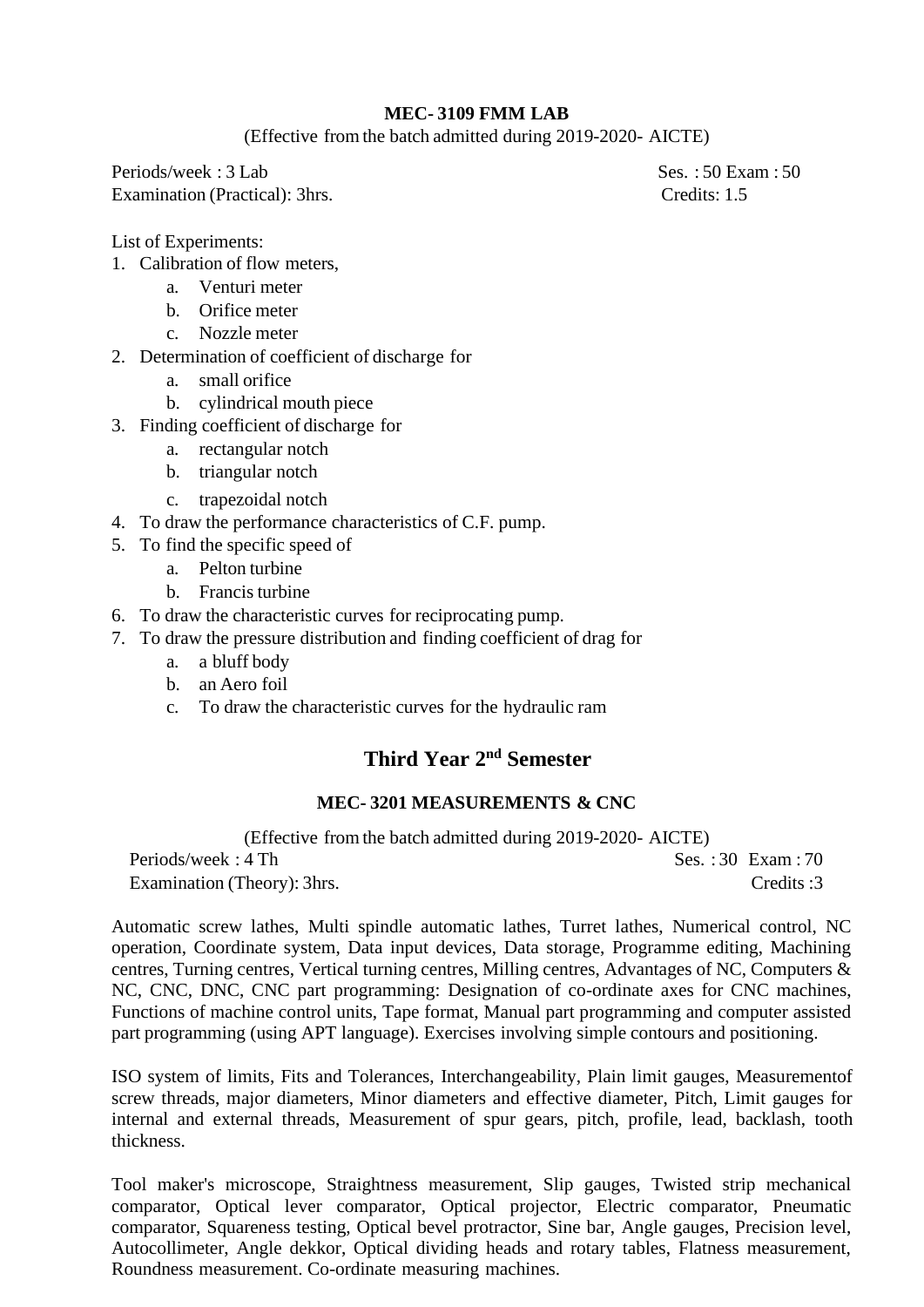**MEC- 3109 FMM LAB**

(Effective from the batch admitted during 2019-2020- AICTE)

Periods/week : 3 Lab | Ses. : 50 Exam : 50

Examination (Practical): 3hrs. | Credits: 1.5

List of Experiments:

1. Calibration of flow meters,
   a. Venturi meter
   b. Orifice meter
   c. Nozzle meter
2. Determination of coefficient of discharge for
   a. small orifice
   b. cylindrical mouth piece
3. Finding coefficient of discharge for
   a. rectangular notch
   b. triangular notch
   c. trapezoidal notch
4. To draw the performance characteristics of C.F. pump.
5. To find the specific speed of
   a. Pelton turbine
   b. Francis turbine
6. To draw the characteristic curves for reciprocating pump.
7. To draw the pressure distribution and finding coefficient of drag for
   a. a bluff body
   b. an Aero foil
   c. To draw the characteristic curves for the hydraulic ram

## Third Year 2nd Semester

**MEC- 3201 MEASUREMENTS & CNC**

(Effective from the batch admitted during 2019-2020- AICTE)

Periods/week : 4 Th | Ses. : 30 Exam : 70

Examination (Theory): 3hrs. | Credits :3

Automatic screw lathes, Multi spindle automatic lathes, Turret lathes, Numerical control, NC operation, Coordinate system, Data input devices, Data storage, Programme editing, Machining centres, Turning centres, Vertical turning centres, Milling centres, Advantages of NC, Computers & NC, CNC, DNC, CNC part programming: Designation of co-ordinate axes for CNC machines, Functions of machine control units, Tape format, Manual part programming and computer assisted part programming (using APT language). Exercises involving simple contours and positioning.

ISO system of limits, Fits and Tolerances, Interchangeability, Plain limit gauges, Measurementof screw threads, major diameters, Minor diameters and effective diameter, Pitch, Limit gauges for internal and external threads, Measurement of spur gears, pitch, profile, lead, backlash, tooth thickness.

Tool maker's microscope, Straightness measurement, Slip gauges, Twisted strip mechanical comparator, Optical lever comparator, Optical projector, Electric comparator, Pneumatic comparator, Squareness testing, Optical bevel protractor, Sine bar, Angle gauges, Precision level, Autocollimeter, Angle dekkor, Optical dividing heads and rotary tables, Flatness measurement, Roundness measurement. Co-ordinate measuring machines.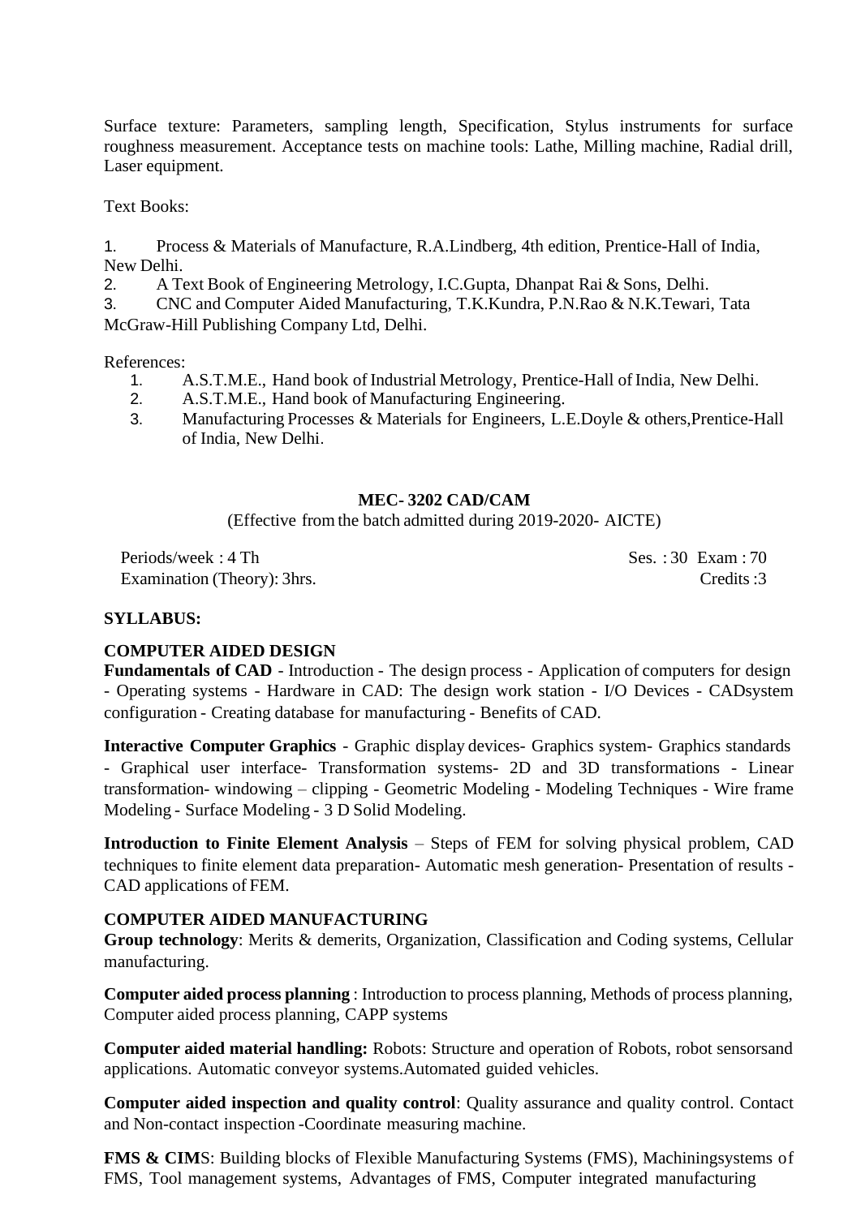Surface texture: Parameters, sampling length, Specification, Stylus instruments for surface roughness measurement. Acceptance tests on machine tools: Lathe, Milling machine, Radial drill, Laser equipment.

Text Books:

1. Process & Materials of Manufacture, R.A.Lindberg, 4th edition, Prentice-Hall of India, New Delhi.
2. A Text Book of Engineering Metrology, I.C.Gupta, Dhanpat Rai & Sons, Delhi.
3. CNC and Computer Aided Manufacturing, T.K.Kundra, P.N.Rao & N.K.Tewari, Tata McGraw-Hill Publishing Company Ltd, Delhi.

References:

1. A.S.T.M.E., Hand book of Industrial Metrology, Prentice-Hall of India, New Delhi.
2. A.S.T.M.E., Hand book of Manufacturing Engineering.
3. Manufacturing Processes & Materials for Engineers, L.E.Doyle & others,Prentice-Hall of India, New Delhi.

## MEC- 3202 CAD/CAM

(Effective from the batch admitted during 2019-2020- AICTE)

Periods/week : 4 Th — Ses. : 30 Exam : 70

Examination (Theory): 3hrs. — Credits :3

**SYLLABUS:**

**COMPUTER AIDED DESIGN**

**Fundamentals of CAD** - Introduction - The design process - Application of computers for design - Operating systems - Hardware in CAD: The design work station - I/O Devices - CADsystem configuration - Creating database for manufacturing - Benefits of CAD.

**Interactive Computer Graphics** - Graphic display devices- Graphics system- Graphics standards - Graphical user interface- Transformation systems- 2D and 3D transformations - Linear transformation- windowing – clipping - Geometric Modeling - Modeling Techniques - Wire frame Modeling - Surface Modeling - 3 D Solid Modeling.

**Introduction to Finite Element Analysis** – Steps of FEM for solving physical problem, CAD techniques to finite element data preparation- Automatic mesh generation- Presentation of results - CAD applications of FEM.

**COMPUTER AIDED MANUFACTURING**

**Group technology**: Merits & demerits, Organization, Classification and Coding systems, Cellular manufacturing.

**Computer aided process planning** : Introduction to process planning, Methods of process planning, Computer aided process planning, CAPP systems

**Computer aided material handling:** Robots: Structure and operation of Robots, robot sensorsand applications. Automatic conveyor systems.Automated guided vehicles.

**Computer aided inspection and quality control**: Quality assurance and quality control. Contact and Non-contact inspection -Coordinate measuring machine.

**FMS & CIM**S: Building blocks of Flexible Manufacturing Systems (FMS), Machiningsystems of FMS, Tool management systems, Advantages of FMS, Computer integrated manufacturing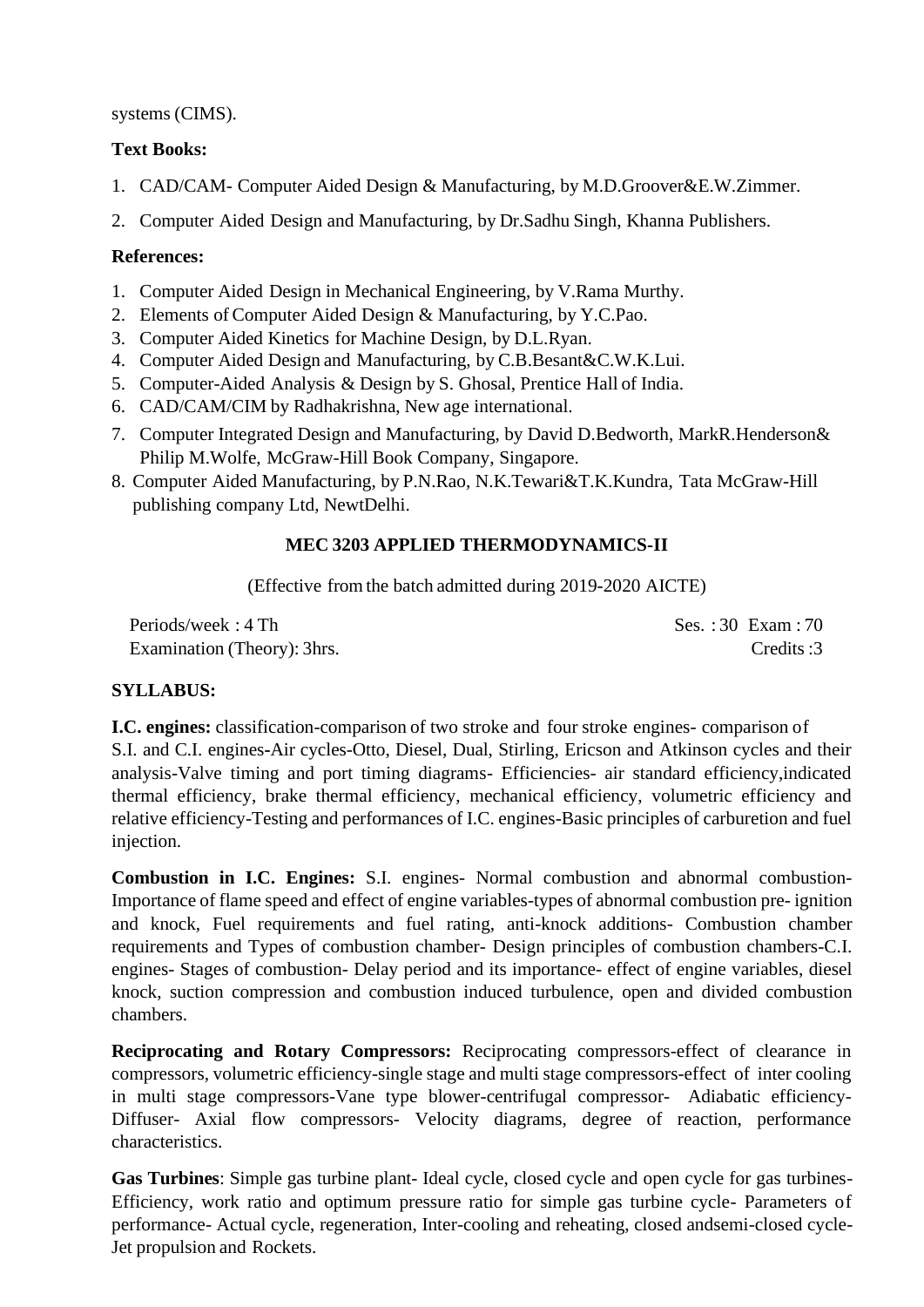systems (CIMS).

**Text Books:**

1. CAD/CAM- Computer Aided Design & Manufacturing, by M.D.Groover&E.W.Zimmer.
2. Computer Aided Design and Manufacturing, by Dr.Sadhu Singh, Khanna Publishers.

**References:**

1. Computer Aided Design in Mechanical Engineering, by V.Rama Murthy.
2. Elements of Computer Aided Design & Manufacturing, by Y.C.Pao.
3. Computer Aided Kinetics for Machine Design, by D.L.Ryan.
4. Computer Aided Design and Manufacturing, by C.B.Besant&C.W.K.Lui.
5. Computer-Aided Analysis & Design by S. Ghosal, Prentice Hall of India.
6. CAD/CAM/CIM by Radhakrishna, New age international.
7. Computer Integrated Design and Manufacturing, by David D.Bedworth, MarkR.Henderson& Philip M.Wolfe, McGraw-Hill Book Company, Singapore.
8. Computer Aided Manufacturing, by P.N.Rao, N.K.Tewari&T.K.Kundra, Tata McGraw-Hill publishing company Ltd, NewtDelhi.

## MEC 3203 APPLIED THERMODYNAMICS-II

(Effective from the batch admitted during 2019-2020 AICTE)

Periods/week : 4 Th — Ses. : 30 Exam : 70

Examination (Theory): 3hrs. — Credits :3

**SYLLABUS:**

**I.C. engines:** classification-comparison of two stroke and four stroke engines- comparison of S.I. and C.I. engines-Air cycles-Otto, Diesel, Dual, Stirling, Ericson and Atkinson cycles and their analysis-Valve timing and port timing diagrams- Efficiencies- air standard efficiency,indicated thermal efficiency, brake thermal efficiency, mechanical efficiency, volumetric efficiency and relative efficiency-Testing and performances of I.C. engines-Basic principles of carburetion and fuel injection.

**Combustion in I.C. Engines:** S.I. engines- Normal combustion and abnormal combustion-Importance of flame speed and effect of engine variables-types of abnormal combustion pre- ignition and knock, Fuel requirements and fuel rating, anti-knock additions- Combustion chamber requirements and Types of combustion chamber- Design principles of combustion chambers-C.I. engines- Stages of combustion- Delay period and its importance- effect of engine variables, diesel knock, suction compression and combustion induced turbulence, open and divided combustion chambers.

**Reciprocating and Rotary Compressors:** Reciprocating compressors-effect of clearance in compressors, volumetric efficiency-single stage and multi stage compressors-effect of inter cooling in multi stage compressors-Vane type blower-centrifugal compressor- Adiabatic efficiency-Diffuser- Axial flow compressors- Velocity diagrams, degree of reaction, performance characteristics.

**Gas Turbines**: Simple gas turbine plant- Ideal cycle, closed cycle and open cycle for gas turbines-Efficiency, work ratio and optimum pressure ratio for simple gas turbine cycle- Parameters of performance- Actual cycle, regeneration, Inter-cooling and reheating, closed andsemi-closed cycle-Jet propulsion and Rockets.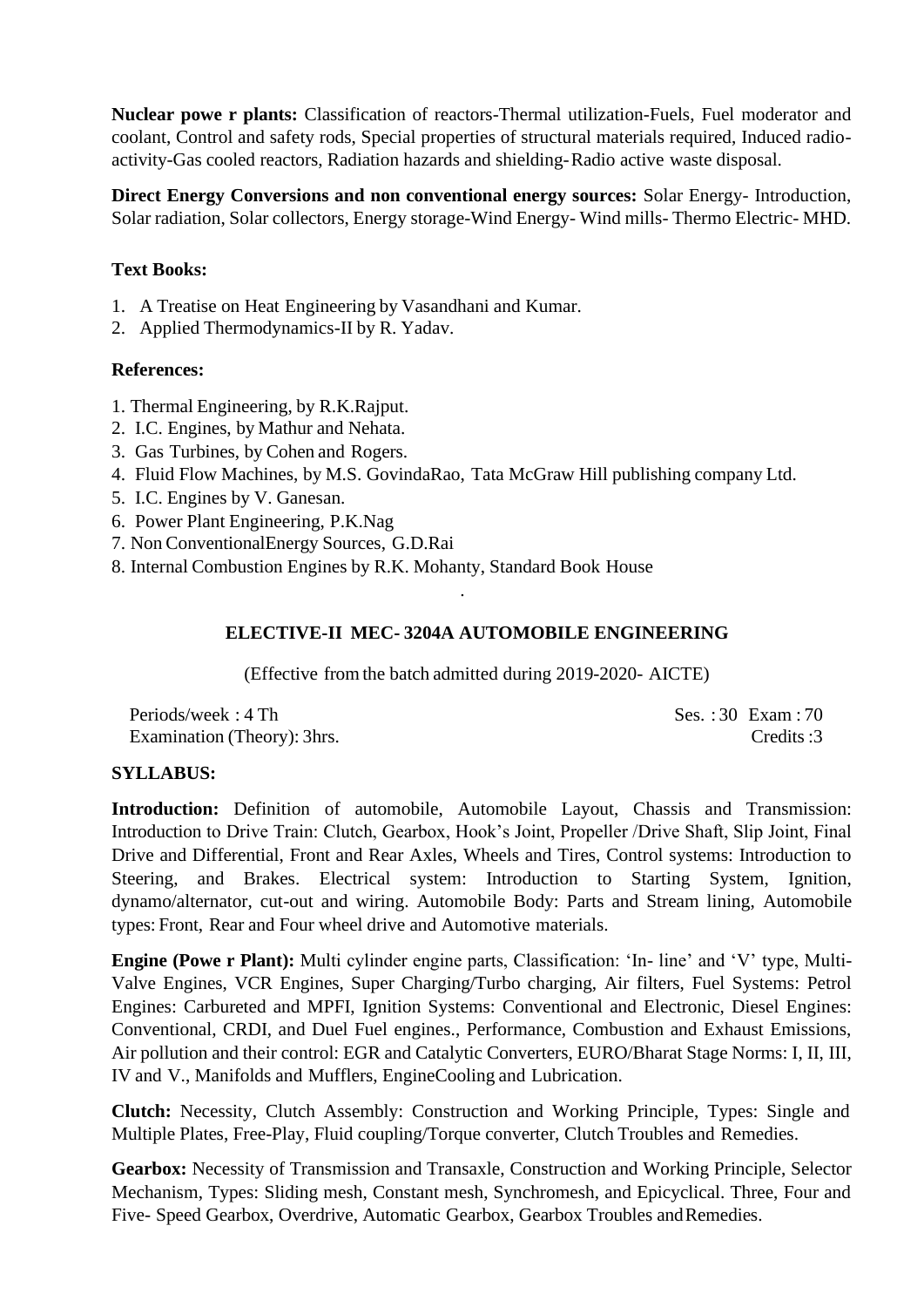**Nuclear powe r plants:** Classification of reactors-Thermal utilization-Fuels, Fuel moderator and coolant, Control and safety rods, Special properties of structural materials required, Induced radio-activity-Gas cooled reactors, Radiation hazards and shielding-Radio active waste disposal.

**Direct Energy Conversions and non conventional energy sources:** Solar Energy- Introduction, Solar radiation, Solar collectors, Energy storage-Wind Energy- Wind mills- Thermo Electric- MHD.

**Text Books:**

1. A Treatise on Heat Engineering by Vasandhani and Kumar.
2. Applied Thermodynamics-II by R. Yadav.

**References:**

1. Thermal Engineering, by R.K.Rajput.
2. I.C. Engines, by Mathur and Nehata.
3. Gas Turbines, by Cohen and Rogers.
4. Fluid Flow Machines, by M.S. GovindaRao, Tata McGraw Hill publishing company Ltd.
5. I.C. Engines by V. Ganesan.
6. Power Plant Engineering, P.K.Nag
7. Non ConventionalEnergy Sources, G.D.Rai
8. Internal Combustion Engines by R.K. Mohanty, Standard Book House

## ELECTIVE-II MEC- 3204A AUTOMOBILE ENGINEERING

(Effective from the batch admitted during 2019-2020- AICTE)

Periods/week : 4 Th  Ses. : 30 Exam : 70
Examination (Theory): 3hrs.  Credits :3

**SYLLABUS:**

**Introduction:** Definition of automobile, Automobile Layout, Chassis and Transmission: Introduction to Drive Train: Clutch, Gearbox, Hook's Joint, Propeller /Drive Shaft, Slip Joint, Final Drive and Differential, Front and Rear Axles, Wheels and Tires, Control systems: Introduction to Steering, and Brakes. Electrical system: Introduction to Starting System, Ignition, dynamo/alternator, cut-out and wiring. Automobile Body: Parts and Stream lining, Automobile types: Front, Rear and Four wheel drive and Automotive materials.

**Engine (Powe r Plant):** Multi cylinder engine parts, Classification: 'In- line' and 'V' type, Multi-Valve Engines, VCR Engines, Super Charging/Turbo charging, Air filters, Fuel Systems: Petrol Engines: Carbureted and MPFI, Ignition Systems: Conventional and Electronic, Diesel Engines: Conventional, CRDI, and Duel Fuel engines., Performance, Combustion and Exhaust Emissions, Air pollution and their control: EGR and Catalytic Converters, EURO/Bharat Stage Norms: I, II, III, IV and V., Manifolds and Mufflers, EngineCooling and Lubrication.

**Clutch:** Necessity, Clutch Assembly: Construction and Working Principle, Types: Single and Multiple Plates, Free-Play, Fluid coupling/Torque converter, Clutch Troubles and Remedies.

**Gearbox:** Necessity of Transmission and Transaxle, Construction and Working Principle, Selector Mechanism, Types: Sliding mesh, Constant mesh, Synchromesh, and Epicyclical. Three, Four and Five- Speed Gearbox, Overdrive, Automatic Gearbox, Gearbox Troubles andRemedies.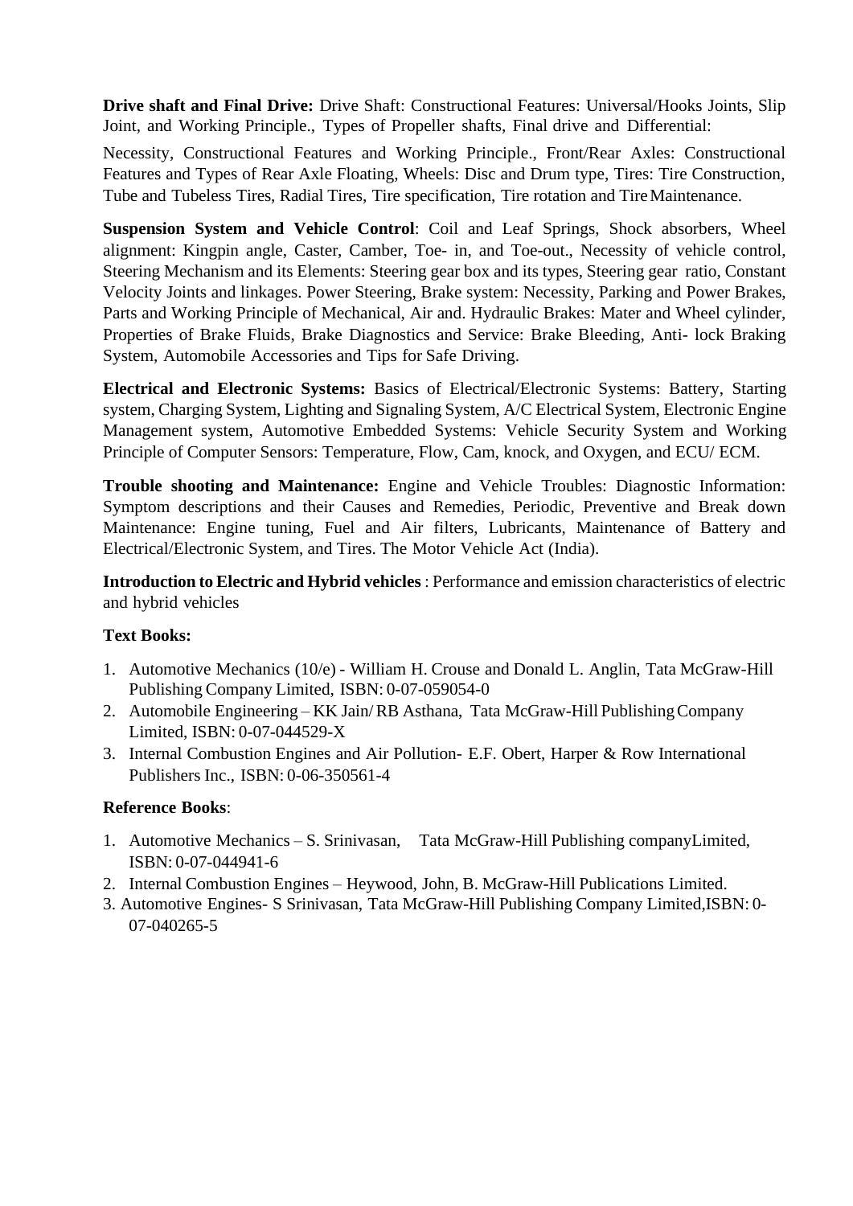**Drive shaft and Final Drive:** Drive Shaft: Constructional Features: Universal/Hooks Joints, Slip Joint, and Working Principle., Types of Propeller shafts, Final drive and Differential:

Necessity, Constructional Features and Working Principle., Front/Rear Axles: Constructional Features and Types of Rear Axle Floating, Wheels: Disc and Drum type, Tires: Tire Construction, Tube and Tubeless Tires, Radial Tires, Tire specification, Tire rotation and Tire Maintenance.

**Suspension System and Vehicle Control**: Coil and Leaf Springs, Shock absorbers, Wheel alignment: Kingpin angle, Caster, Camber, Toe- in, and Toe-out., Necessity of vehicle control, Steering Mechanism and its Elements: Steering gear box and its types, Steering gear ratio, Constant Velocity Joints and linkages. Power Steering, Brake system: Necessity, Parking and Power Brakes, Parts and Working Principle of Mechanical, Air and. Hydraulic Brakes: Mater and Wheel cylinder, Properties of Brake Fluids, Brake Diagnostics and Service: Brake Bleeding, Anti- lock Braking System, Automobile Accessories and Tips for Safe Driving.

**Electrical and Electronic Systems:** Basics of Electrical/Electronic Systems: Battery, Starting system, Charging System, Lighting and Signaling System, A/C Electrical System, Electronic Engine Management system, Automotive Embedded Systems: Vehicle Security System and Working Principle of Computer Sensors: Temperature, Flow, Cam, knock, and Oxygen, and ECU/ ECM.

**Trouble shooting and Maintenance:** Engine and Vehicle Troubles: Diagnostic Information: Symptom descriptions and their Causes and Remedies, Periodic, Preventive and Break down Maintenance: Engine tuning, Fuel and Air filters, Lubricants, Maintenance of Battery and Electrical/Electronic System, and Tires. The Motor Vehicle Act (India).

**Introduction to Electric and Hybrid vehicles** : Performance and emission characteristics of electric and hybrid vehicles

**Text Books:**

1. Automotive Mechanics (10/e) - William H. Crouse and Donald L. Anglin, Tata McGraw-Hill Publishing Company Limited, ISBN: 0-07-059054-0
2. Automobile Engineering – KK Jain/ RB Asthana, Tata McGraw-Hill Publishing Company Limited, ISBN: 0-07-044529-X
3. Internal Combustion Engines and Air Pollution- E.F. Obert, Harper & Row International Publishers Inc., ISBN: 0-06-350561-4

**Reference Books**:

1. Automotive Mechanics – S. Srinivasan, Tata McGraw-Hill Publishing companyLimited, ISBN: 0-07-044941-6
2. Internal Combustion Engines – Heywood, John, B. McGraw-Hill Publications Limited.
3. Automotive Engines- S Srinivasan, Tata McGraw-Hill Publishing Company Limited,ISBN: 0-07-040265-5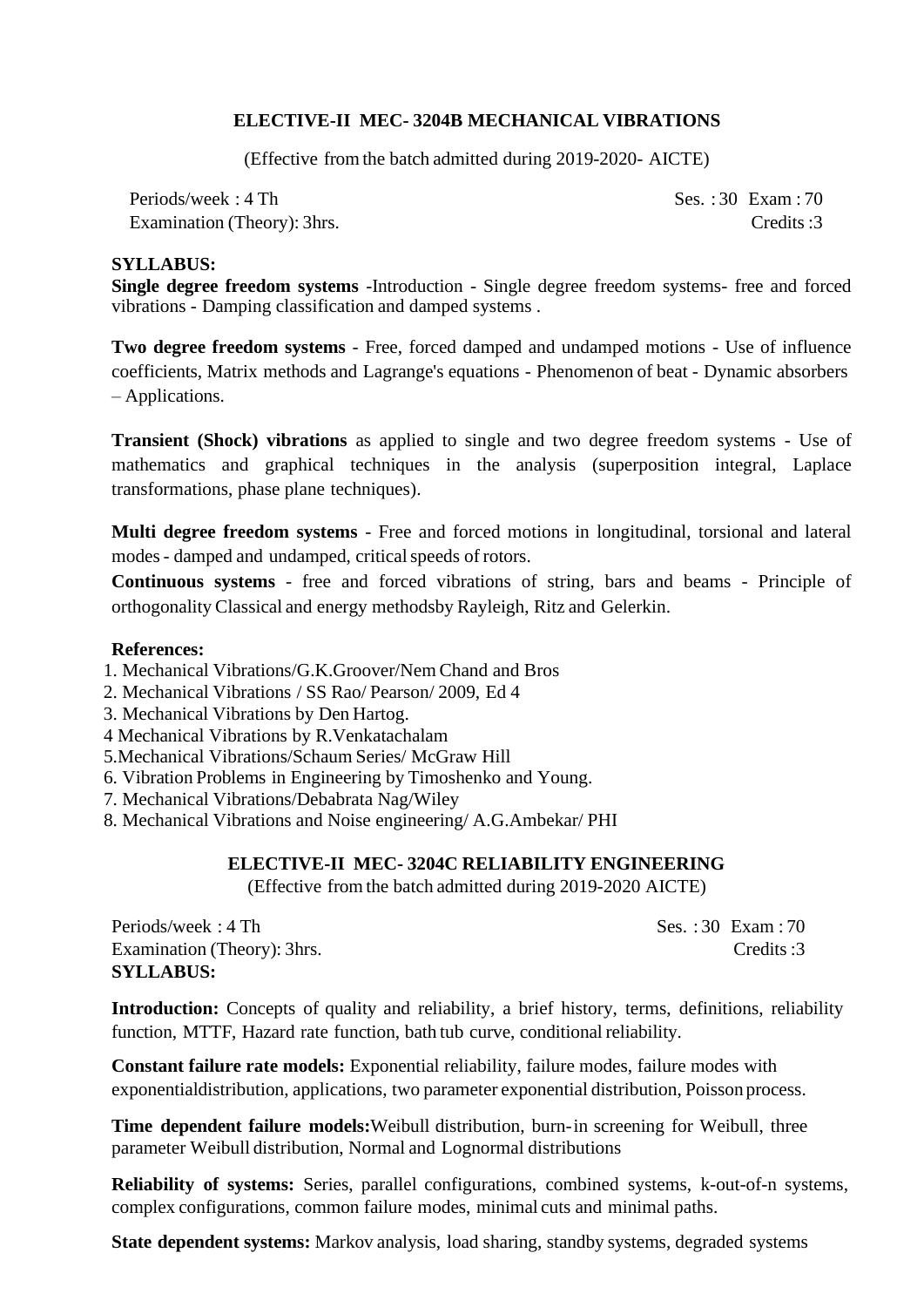## ELECTIVE-II MEC- 3204B MECHANICAL VIBRATIONS

(Effective from the batch admitted during 2019-2020- AICTE)

Periods/week : 4 Th Ses. : 30 Exam : 70
Examination (Theory): 3hrs. Credits :3

**SYLLABUS:**

**Single degree freedom systems** -Introduction - Single degree freedom systems- free and forced vibrations - Damping classification and damped systems .

**Two degree freedom systems** - Free, forced damped and undamped motions - Use of influence coefficients, Matrix methods and Lagrange's equations - Phenomenon of beat - Dynamic absorbers – Applications.

**Transient (Shock) vibrations** as applied to single and two degree freedom systems - Use of mathematics and graphical techniques in the analysis (superposition integral, Laplace transformations, phase plane techniques).

**Multi degree freedom systems** - Free and forced motions in longitudinal, torsional and lateral modes - damped and undamped, critical speeds of rotors.

**Continuous systems** - free and forced vibrations of string, bars and beams - Principle of orthogonality Classical and energy methodsby Rayleigh, Ritz and Gelerkin.

**References:**

1. Mechanical Vibrations/G.K.Groover/Nem Chand and Bros
2. Mechanical Vibrations / SS Rao/ Pearson/ 2009, Ed 4
3. Mechanical Vibrations by Den Hartog.
4 Mechanical Vibrations by R.Venkatachalam
5.Mechanical Vibrations/Schaum Series/ McGraw Hill
6. Vibration Problems in Engineering by Timoshenko and Young.
7. Mechanical Vibrations/Debabrata Nag/Wiley
8. Mechanical Vibrations and Noise engineering/ A.G.Ambekar/ PHI

## ELECTIVE-II MEC- 3204C RELIABILITY ENGINEERING

(Effective from the batch admitted during 2019-2020 AICTE)

Periods/week : 4 Th Ses. : 30 Exam : 70
Examination (Theory): 3hrs. Credits :3

**SYLLABUS:**

**Introduction:** Concepts of quality and reliability, a brief history, terms, definitions, reliability function, MTTF, Hazard rate function, bath tub curve, conditional reliability.

**Constant failure rate models:** Exponential reliability, failure modes, failure modes with exponentialdistribution, applications, two parameter exponential distribution, Poisson process.

**Time dependent failure models:**Weibull distribution, burn-in screening for Weibull, three parameter Weibull distribution, Normal and Lognormal distributions

**Reliability of systems:** Series, parallel configurations, combined systems, k-out-of-n systems, complex configurations, common failure modes, minimal cuts and minimal paths.

**State dependent systems:** Markov analysis, load sharing, standby systems, degraded systems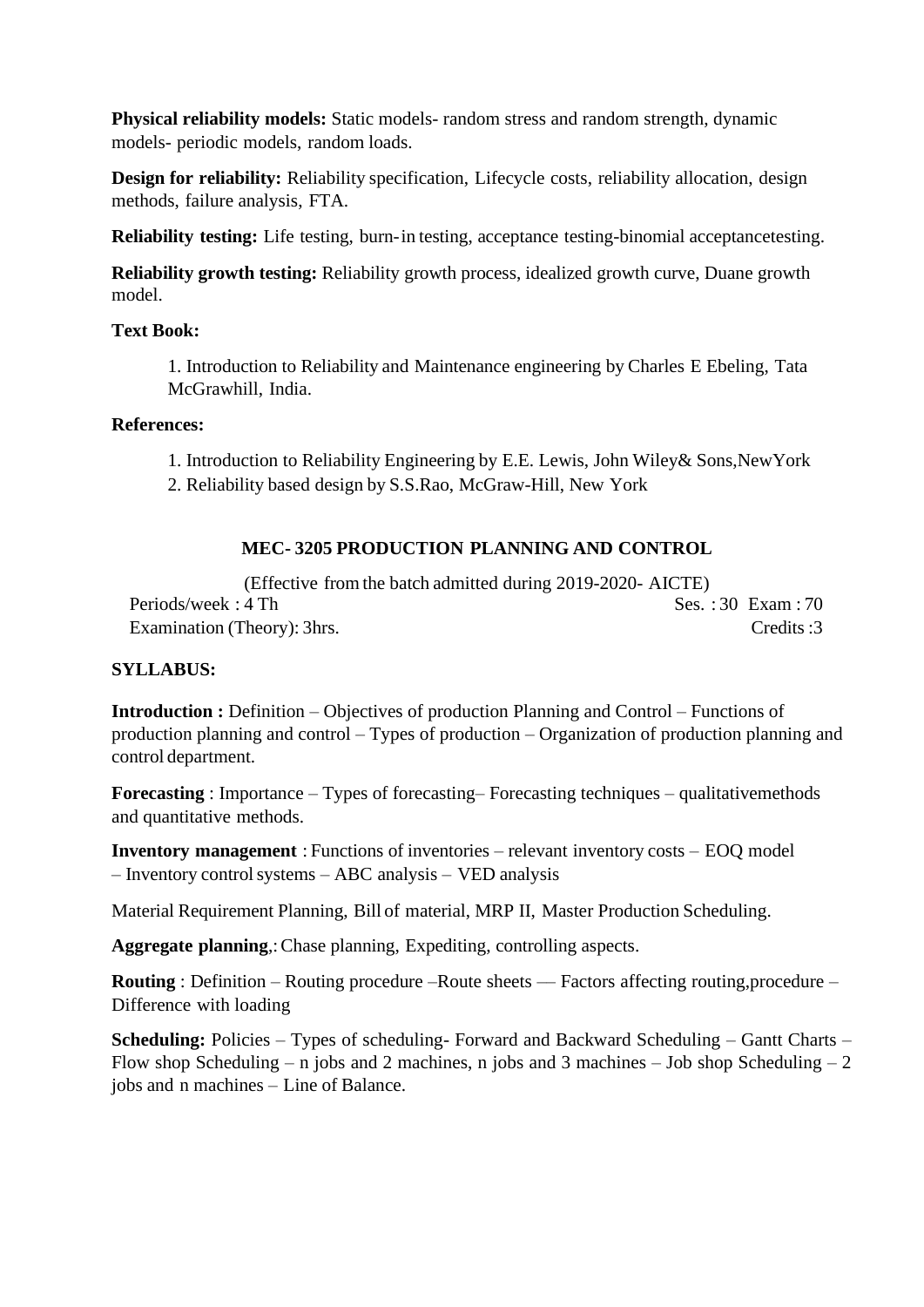**Physical reliability models:** Static models- random stress and random strength, dynamic models- periodic models, random loads.

**Design for reliability:** Reliability specification, Lifecycle costs, reliability allocation, design methods, failure analysis, FTA.

**Reliability testing:** Life testing, burn-in testing, acceptance testing-binomial acceptancetesting.

**Reliability growth testing:** Reliability growth process, idealized growth curve, Duane growth model.

**Text Book:**

1. Introduction to Reliability and Maintenance engineering by Charles E Ebeling, Tata McGrawhill, India.

**References:**

1. Introduction to Reliability Engineering by E.E. Lewis, John Wiley& Sons,NewYork
2. Reliability based design by S.S.Rao, McGraw-Hill, New York

## MEC- 3205 PRODUCTION PLANNING AND CONTROL

(Effective from the batch admitted during 2019-2020- AICTE)

Periods/week : 4 Th  Ses. : 30 Exam : 70

Examination (Theory): 3hrs.  Credits :3

**SYLLABUS:**

**Introduction :** Definition – Objectives of production Planning and Control – Functions of production planning and control – Types of production – Organization of production planning and control department.

**Forecasting** : Importance – Types of forecasting– Forecasting techniques – qualitativemethods and quantitative methods.

**Inventory management** : Functions of inventories – relevant inventory costs – EOQ model – Inventory control systems – ABC analysis – VED analysis

Material Requirement Planning, Bill of material, MRP II, Master Production Scheduling.

**Aggregate planning**,: Chase planning, Expediting, controlling aspects.

**Routing** : Definition – Routing procedure –Route sheets –– Factors affecting routing,procedure – Difference with loading

**Scheduling:** Policies – Types of scheduling- Forward and Backward Scheduling – Gantt Charts – Flow shop Scheduling – n jobs and 2 machines, n jobs and 3 machines – Job shop Scheduling – 2 jobs and n machines – Line of Balance.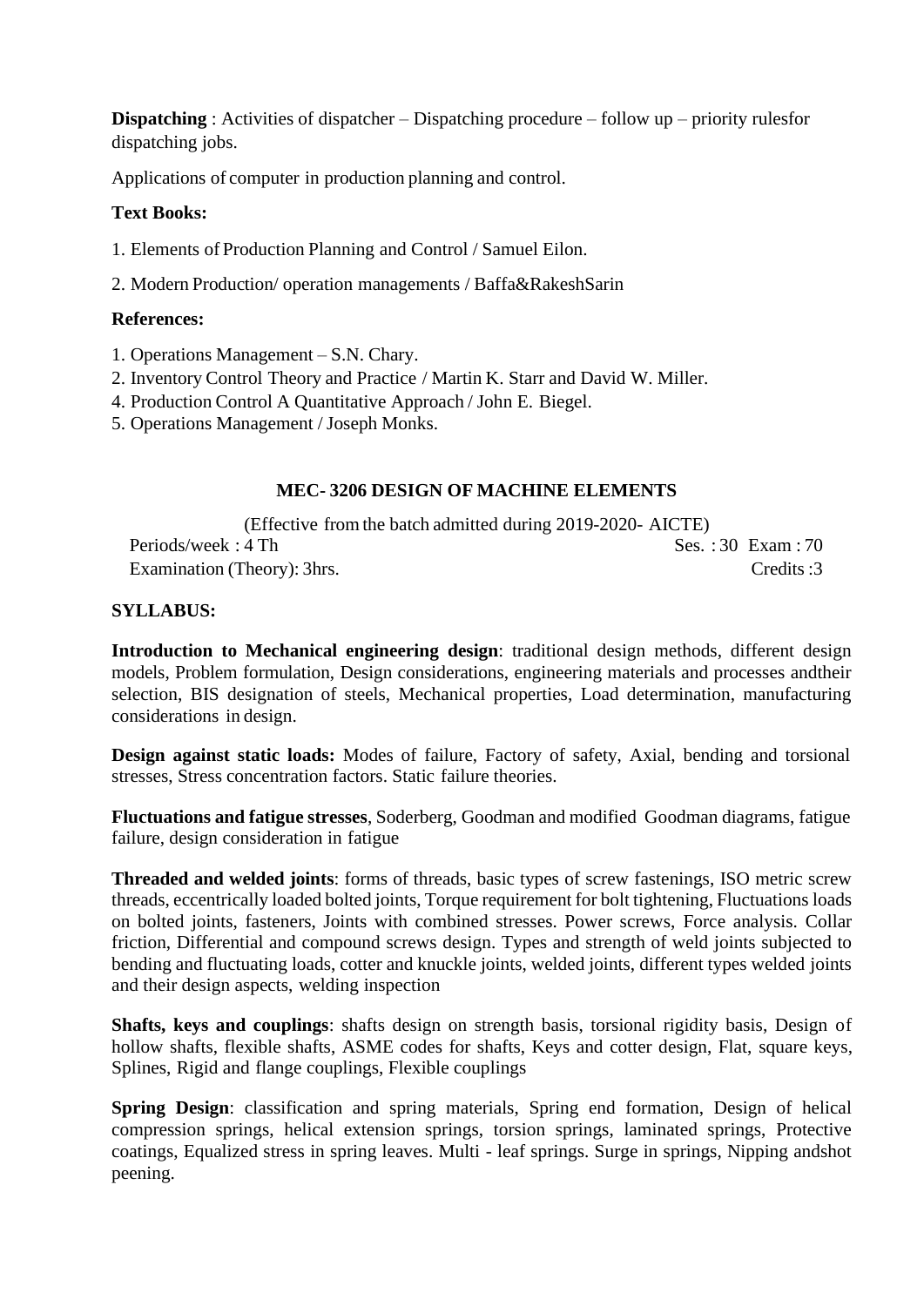**Dispatching** : Activities of dispatcher – Dispatching procedure – follow up – priority rulesfor dispatching jobs.

Applications of computer in production planning and control.

**Text Books:**

1. Elements of Production Planning and Control / Samuel Eilon.

2. Modern Production/ operation managements / Baffa&RakeshSarin

**References:**

1. Operations Management – S.N. Chary.
2. Inventory Control Theory and Practice / Martin K. Starr and David W. Miller.
4. Production Control A Quantitative Approach / John E. Biegel.
5. Operations Management / Joseph Monks.

## MEC- 3206 DESIGN OF MACHINE ELEMENTS

(Effective from the batch admitted during 2019-2020- AICTE)

Periods/week : 4 Th    Ses. : 30  Exam : 70

Examination (Theory): 3hrs.    Credits :3

**SYLLABUS:**

**Introduction to Mechanical engineering design**: traditional design methods, different design models, Problem formulation, Design considerations, engineering materials and processes andtheir selection, BIS designation of steels, Mechanical properties, Load determination, manufacturing considerations in design.

**Design against static loads:** Modes of failure, Factory of safety, Axial, bending and torsional stresses, Stress concentration factors. Static failure theories.

**Fluctuations and fatigue stresses**, Soderberg, Goodman and modified Goodman diagrams, fatigue failure, design consideration in fatigue

**Threaded and welded joints**: forms of threads, basic types of screw fastenings, ISO metric screw threads, eccentrically loaded bolted joints, Torque requirement for bolt tightening, Fluctuations loads on bolted joints, fasteners, Joints with combined stresses. Power screws, Force analysis. Collar friction, Differential and compound screws design. Types and strength of weld joints subjected to bending and fluctuating loads, cotter and knuckle joints, welded joints, different types welded joints and their design aspects, welding inspection

**Shafts, keys and couplings**: shafts design on strength basis, torsional rigidity basis, Design of hollow shafts, flexible shafts, ASME codes for shafts, Keys and cotter design, Flat, square keys, Splines, Rigid and flange couplings, Flexible couplings

**Spring Design**: classification and spring materials, Spring end formation, Design of helical compression springs, helical extension springs, torsion springs, laminated springs, Protective coatings, Equalized stress in spring leaves. Multi - leaf springs. Surge in springs, Nipping andshot peening.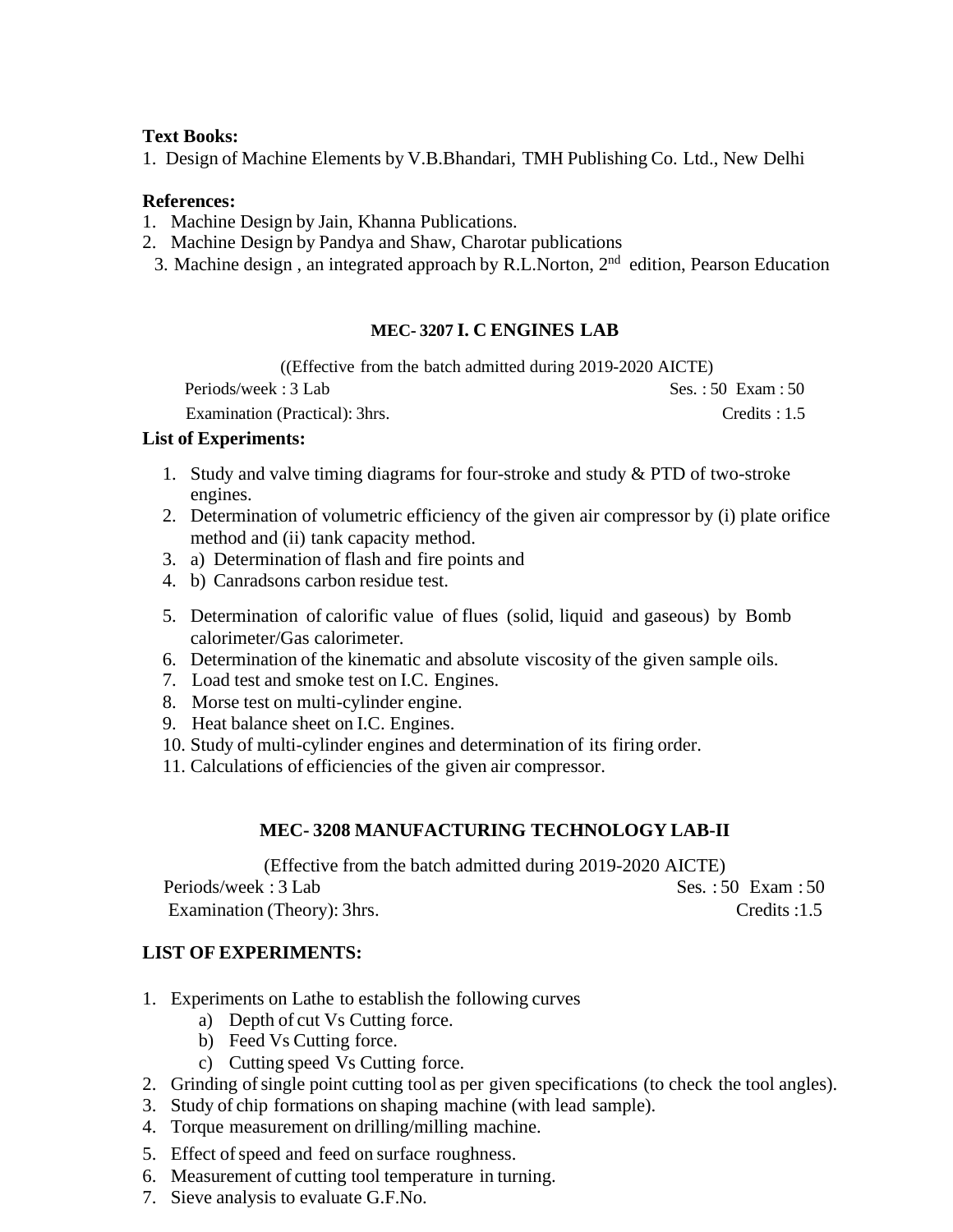**Text Books:**

1. Design of Machine Elements by V.B.Bhandari, TMH Publishing Co. Ltd., New Delhi

**References:**

1. Machine Design by Jain, Khanna Publications.
2. Machine Design by Pandya and Shaw, Charotar publications
3. Machine design , an integrated approach by R.L.Norton, 2nd edition, Pearson Education

## MEC- 3207 I. C ENGINES LAB

((Effective from the batch admitted during 2019-2020 AICTE)

Periods/week : 3 Lab Ses. : 50 Exam : 50

Examination (Practical): 3hrs. Credits : 1.5

**List of Experiments:**

1. Study and valve timing diagrams for four-stroke and study & PTD of two-stroke engines.
2. Determination of volumetric efficiency of the given air compressor by (i) plate orifice method and (ii) tank capacity method.
3. a) Determination of flash and fire points and
4. b) Canradsons carbon residue test.
5. Determination of calorific value of flues (solid, liquid and gaseous) by Bomb calorimeter/Gas calorimeter.
6. Determination of the kinematic and absolute viscosity of the given sample oils.
7. Load test and smoke test on I.C. Engines.
8. Morse test on multi-cylinder engine.
9. Heat balance sheet on I.C. Engines.
10. Study of multi-cylinder engines and determination of its firing order.
11. Calculations of efficiencies of the given air compressor.

## MEC- 3208 MANUFACTURING TECHNOLOGY LAB-II

(Effective from the batch admitted during 2019-2020 AICTE)

Periods/week : 3 Lab Ses. : 50 Exam : 50

Examination (Theory): 3hrs. Credits :1.5

**LIST OF EXPERIMENTS:**

1. Experiments on Lathe to establish the following curves
   a) Depth of cut Vs Cutting force.
   b) Feed Vs Cutting force.
   c) Cutting speed Vs Cutting force.
2. Grinding of single point cutting tool as per given specifications (to check the tool angles).
3. Study of chip formations on shaping machine (with lead sample).
4. Torque measurement on drilling/milling machine.
5. Effect of speed and feed on surface roughness.
6. Measurement of cutting tool temperature in turning.
7. Sieve analysis to evaluate G.F.No.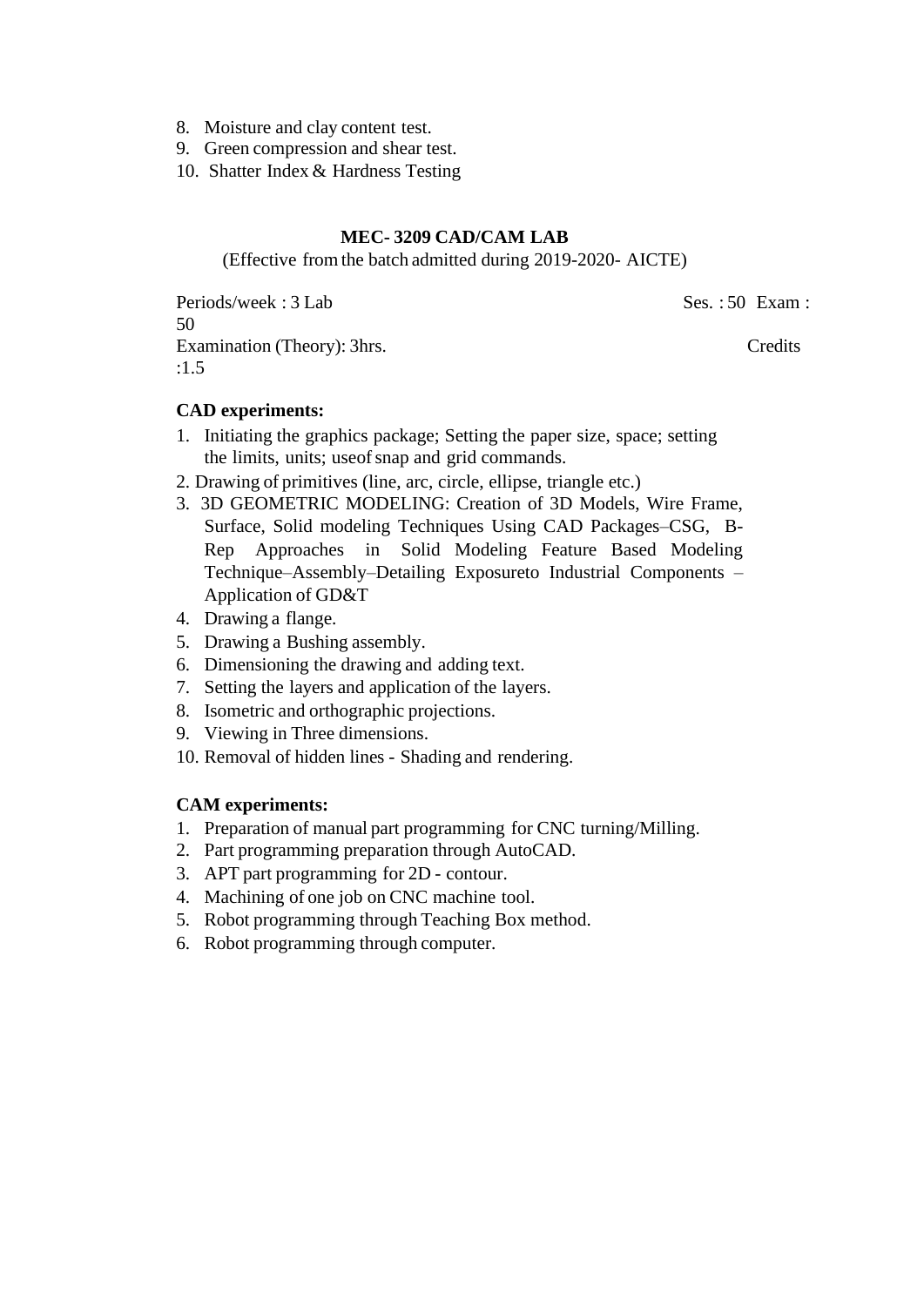8. Moisture and clay content test.
9. Green compression and shear test.
10. Shatter Index & Hardness Testing

## MEC- 3209 CAD/CAM LAB

(Effective from the batch admitted during 2019-2020- AICTE)

Periods/week : 3 Lab Ses. : 50 Exam : 50

Examination (Theory): 3hrs. Credits :1.5

**CAD experiments:**

1. Initiating the graphics package; Setting the paper size, space; setting the limits, units; useof snap and grid commands.
2. Drawing of primitives (line, arc, circle, ellipse, triangle etc.)
3. 3D GEOMETRIC MODELING: Creation of 3D Models, Wire Frame, Surface, Solid modeling Techniques Using CAD Packages–CSG, B-Rep Approaches in Solid Modeling Feature Based Modeling Technique–Assembly–Detailing Exposureto Industrial Components – Application of GD&T
4. Drawing a flange.
5. Drawing a Bushing assembly.
6. Dimensioning the drawing and adding text.
7. Setting the layers and application of the layers.
8. Isometric and orthographic projections.
9. Viewing in Three dimensions.
10. Removal of hidden lines - Shading and rendering.

**CAM experiments:**

1. Preparation of manual part programming for CNC turning/Milling.
2. Part programming preparation through AutoCAD.
3. APT part programming for 2D - contour.
4. Machining of one job on CNC machine tool.
5. Robot programming through Teaching Box method.
6. Robot programming through computer.